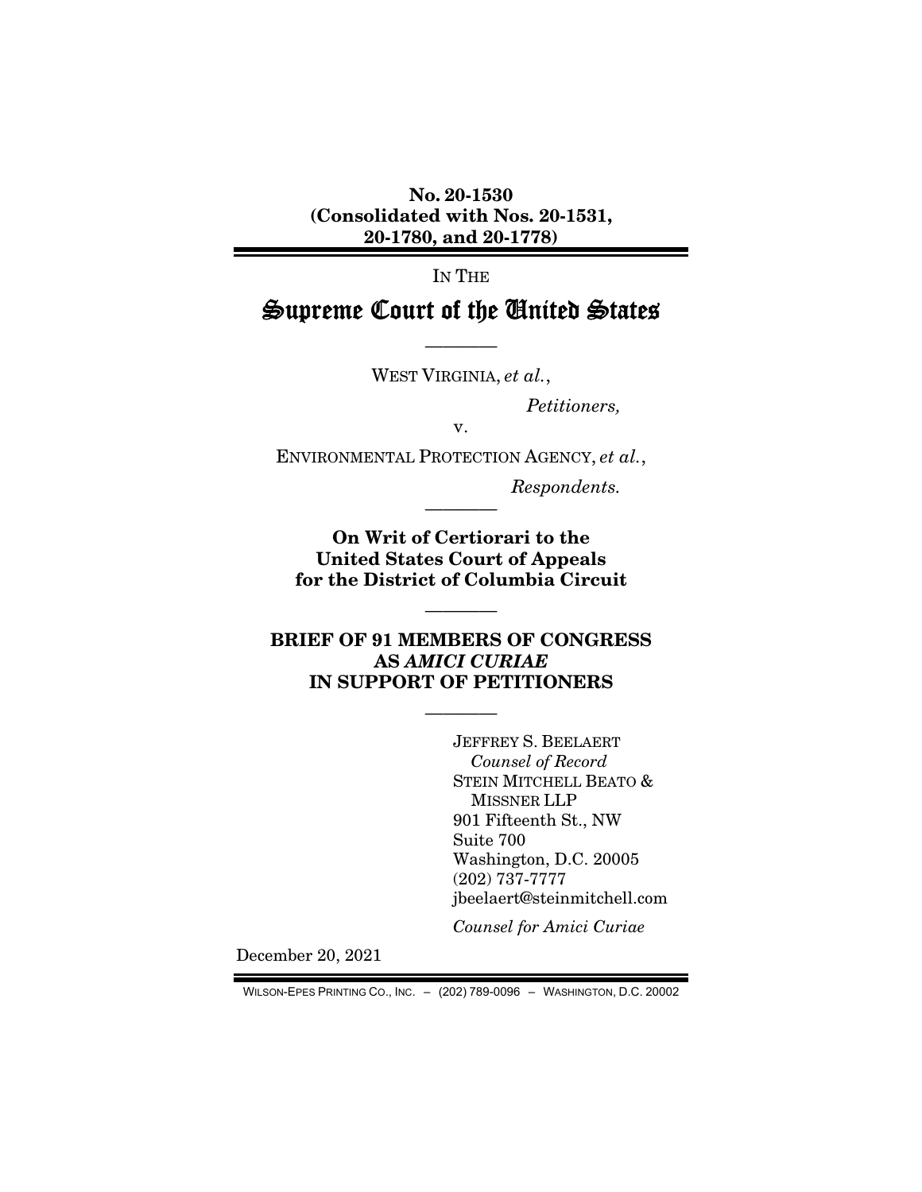**No. 20-1530**
**(Consolidated with Nos. 20-1531, 20-1780, and 20-1778)**

IN THE

# Supreme Court of the United States

————

WEST VIRGINIA, *et al.*,

*Petitioners,*

v.

ENVIRONMENTAL PROTECTION AGENCY, *et al.*,

*Respondents.*

————

**On Writ of Certiorari to the United States Court of Appeals for the District of Columbia Circuit**

————

**BRIEF OF 91 MEMBERS OF CONGRESS AS *AMICI CURIAE* IN SUPPORT OF PETITIONERS**

————

JEFFREY S. BEELAERT
*Counsel of Record*
STEIN MITCHELL BEATO & MISSNER LLP
901 Fifteenth St., NW
Suite 700
Washington, D.C. 20005
(202) 737-7777
jbeelaert@steinmitchell.com

*Counsel for Amici Curiae*

December 20, 2021

WILSON-EPES PRINTING CO., INC. – (202) 789-0096 – WASHINGTON, D.C. 20002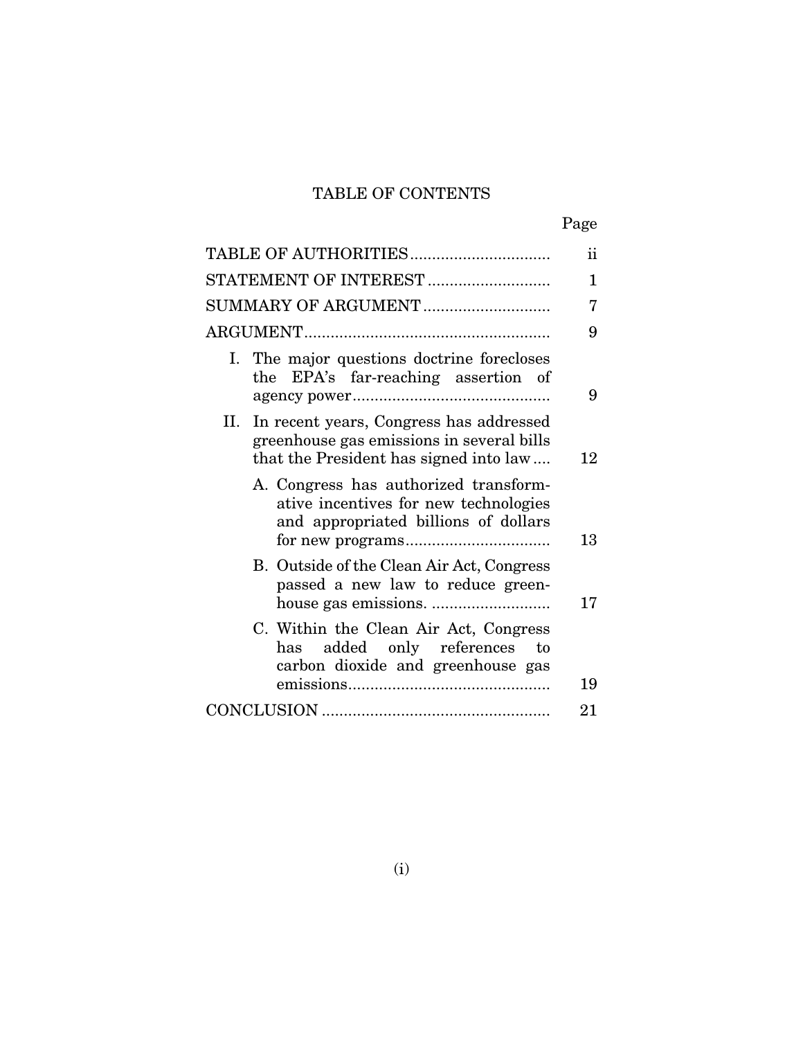# TABLE OF CONTENTS

| | Page |
|---|---|
| TABLE OF AUTHORITIES | ii |
| STATEMENT OF INTEREST | 1 |
| SUMMARY OF ARGUMENT | 7 |
| ARGUMENT | 9 |
| I. The major questions doctrine forecloses the EPA's far-reaching assertion of agency power | 9 |
| II. In recent years, Congress has addressed greenhouse gas emissions in several bills that the President has signed into law | 12 |
| A. Congress has authorized transformative incentives for new technologies and appropriated billions of dollars for new programs | 13 |
| B. Outside of the Clean Air Act, Congress passed a new law to reduce greenhouse gas emissions. | 17 |
| C. Within the Clean Air Act, Congress has added only references to carbon dioxide and greenhouse gas emissions | 19 |
| CONCLUSION | 21 |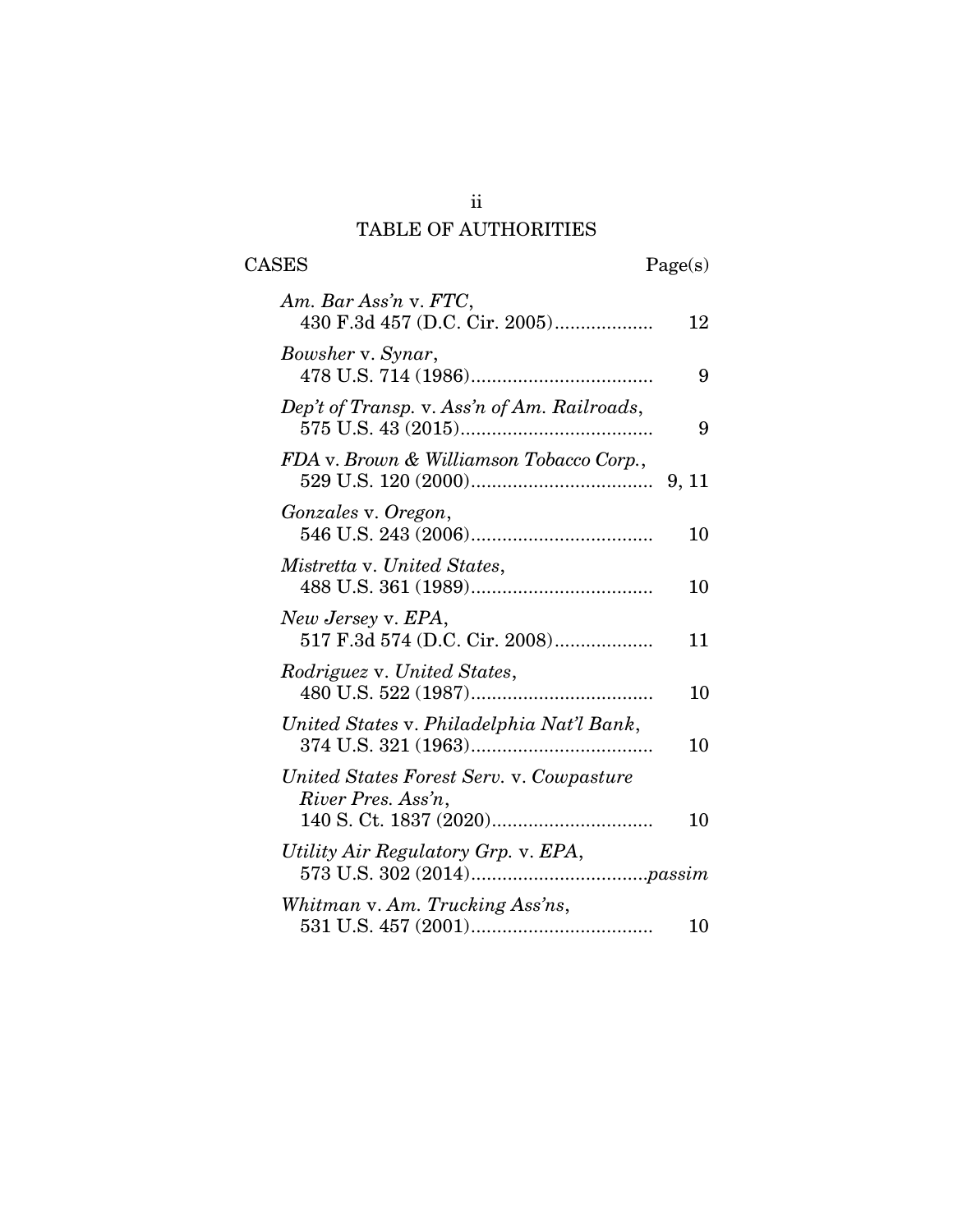# TABLE OF AUTHORITIES

| CASES | Page(s) |
| --- | --- |
| *Am. Bar Ass'n* v. *FTC*, 430 F.3d 457 (D.C. Cir. 2005) | 12 |
| *Bowsher* v. *Synar*, 478 U.S. 714 (1986) | 9 |
| *Dep't of Transp.* v. *Ass'n of Am. Railroads*, 575 U.S. 43 (2015) | 9 |
| *FDA* v. *Brown & Williamson Tobacco Corp.*, 529 U.S. 120 (2000) | 9, 11 |
| *Gonzales* v. *Oregon*, 546 U.S. 243 (2006) | 10 |
| *Mistretta* v. *United States*, 488 U.S. 361 (1989) | 10 |
| *New Jersey* v. *EPA*, 517 F.3d 574 (D.C. Cir. 2008) | 11 |
| *Rodriguez* v. *United States*, 480 U.S. 522 (1987) | 10 |
| *United States* v. *Philadelphia Nat'l Bank*, 374 U.S. 321 (1963) | 10 |
| *United States Forest Serv.* v. *Cowpasture River Pres. Ass'n*, 140 S. Ct. 1837 (2020) | 10 |
| *Utility Air Regulatory Grp.* v. *EPA*, 573 U.S. 302 (2014) | *passim* |
| *Whitman* v. *Am. Trucking Ass'ns*, 531 U.S. 457 (2001) | 10 |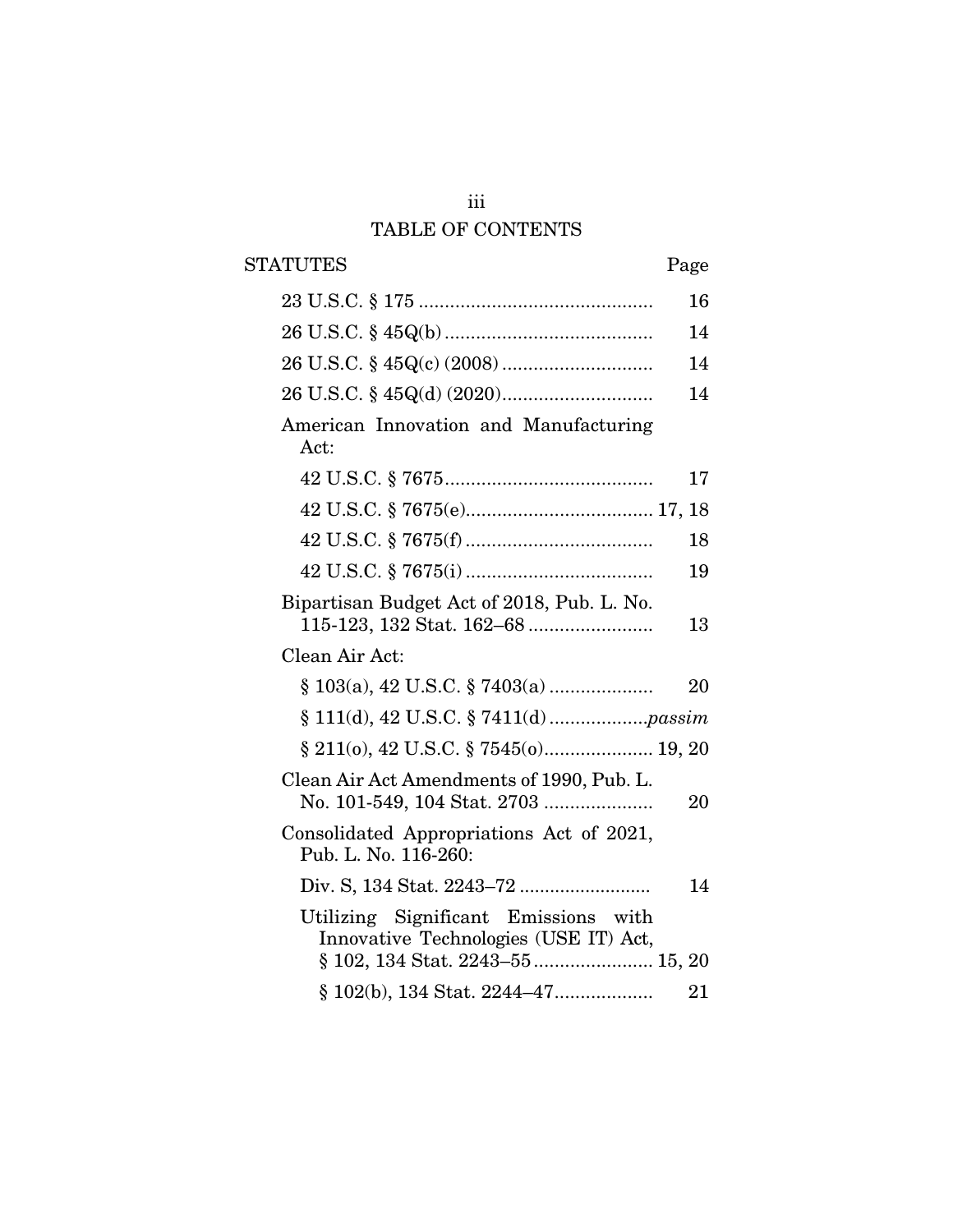# TABLE OF CONTENTS

| STATUTES | Page |
|---|---|
| 23 U.S.C. § 175 | 16 |
| 26 U.S.C. § 45Q(b) | 14 |
| 26 U.S.C. § 45Q(c) (2008) | 14 |
| 26 U.S.C. § 45Q(d) (2020) | 14 |
| American Innovation and Manufacturing Act: | |
| 42 U.S.C. § 7675 | 17 |
| 42 U.S.C. § 7675(e) | 17, 18 |
| 42 U.S.C. § 7675(f) | 18 |
| 42 U.S.C. § 7675(i) | 19 |
| Bipartisan Budget Act of 2018, Pub. L. No. 115-123, 132 Stat. 162–68 | 13 |
| Clean Air Act: | |
| § 103(a), 42 U.S.C. § 7403(a) | 20 |
| § 111(d), 42 U.S.C. § 7411(d) | *passim* |
| § 211(o), 42 U.S.C. § 7545(o) | 19, 20 |
| Clean Air Act Amendments of 1990, Pub. L. No. 101-549, 104 Stat. 2703 | 20 |
| Consolidated Appropriations Act of 2021, Pub. L. No. 116-260: | |
| Div. S, 134 Stat. 2243–72 | 14 |
| Utilizing Significant Emissions with Innovative Technologies (USE IT) Act, § 102, 134 Stat. 2243–55 | 15, 20 |
| § 102(b), 134 Stat. 2244–47 | 21 |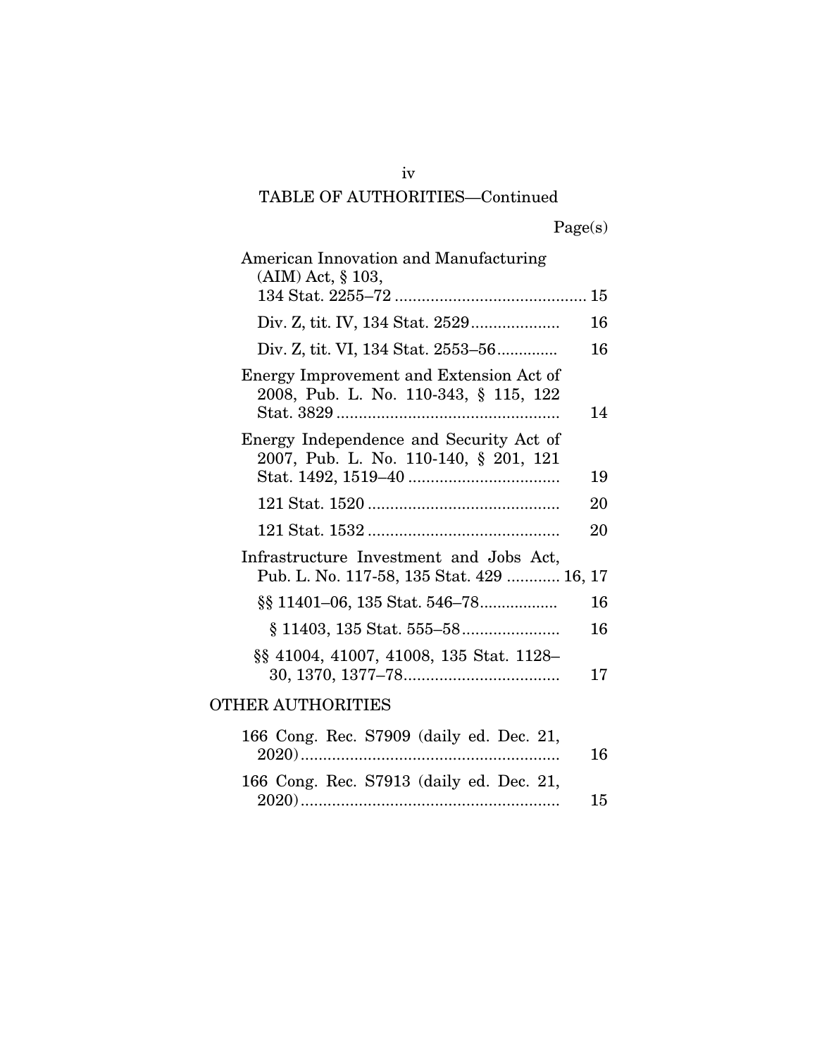TABLE OF AUTHORITIES—Continued

Page(s)

American Innovation and Manufacturing (AIM) Act, § 103, 134 Stat. 2255–72 .......................................... 15

Div. Z, tit. IV, 134 Stat. 2529 .................... 16

Div. Z, tit. VI, 134 Stat. 2553–56 ............. 16

Energy Improvement and Extension Act of 2008, Pub. L. No. 110-343, § 115, 122 Stat. 3829 .................................................. 14

Energy Independence and Security Act of 2007, Pub. L. No. 110-140, § 201, 121 Stat. 1492, 1519–40 ................................. 19

121 Stat. 1520 ........................................... 20

121 Stat. 1532 ........................................... 20

Infrastructure Investment and Jobs Act, Pub. L. No. 117-58, 135 Stat. 429 ............ 16, 17

§§ 11401–06, 135 Stat. 546–78................. 16

§ 11403, 135 Stat. 555–58...................... 16

§§ 41004, 41007, 41008, 135 Stat. 1128–30, 1370, 1377–78................................... 17

OTHER AUTHORITIES

166 Cong. Rec. S7909 (daily ed. Dec. 21, 2020).......................................................... 16

166 Cong. Rec. S7913 (daily ed. Dec. 21, 2020).......................................................... 15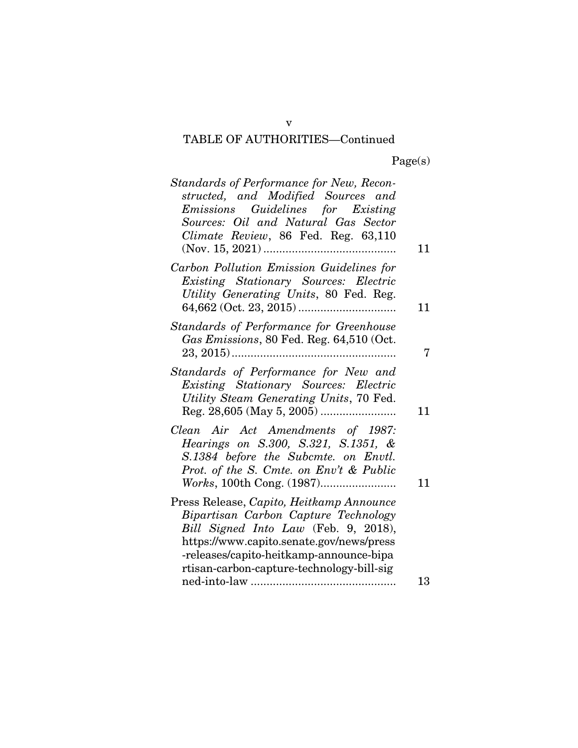## TABLE OF AUTHORITIES—Continued

| | Page(s) |
|---|---|
| *Standards of Performance for New, Reconstructed, and Modified Sources and Emissions Guidelines for Existing Sources: Oil and Natural Gas Sector Climate Review*, 86 Fed. Reg. 63,110 (Nov. 15, 2021) | 11 |
| *Carbon Pollution Emission Guidelines for Existing Stationary Sources: Electric Utility Generating Units*, 80 Fed. Reg. 64,662 (Oct. 23, 2015) | 11 |
| *Standards of Performance for Greenhouse Gas Emissions*, 80 Fed. Reg. 64,510 (Oct. 23, 2015) | 7 |
| *Standards of Performance for New and Existing Stationary Sources: Electric Utility Steam Generating Units*, 70 Fed. Reg. 28,605 (May 5, 2005) | 11 |
| *Clean Air Act Amendments of 1987: Hearings on S.300, S.321, S.1351, & S.1384 before the Subcmte. on Envtl. Prot. of the S. Cmte. on Env't & Public Works*, 100th Cong. (1987) | 11 |
| Press Release, *Capito, Heitkamp Announce Bipartisan Carbon Capture Technology Bill Signed Into Law* (Feb. 9, 2018), https://www.capito.senate.gov/news/press-releases/capito-heitkamp-announce-bipartisan-carbon-capture-technology-bill-signed-into-law | 13 |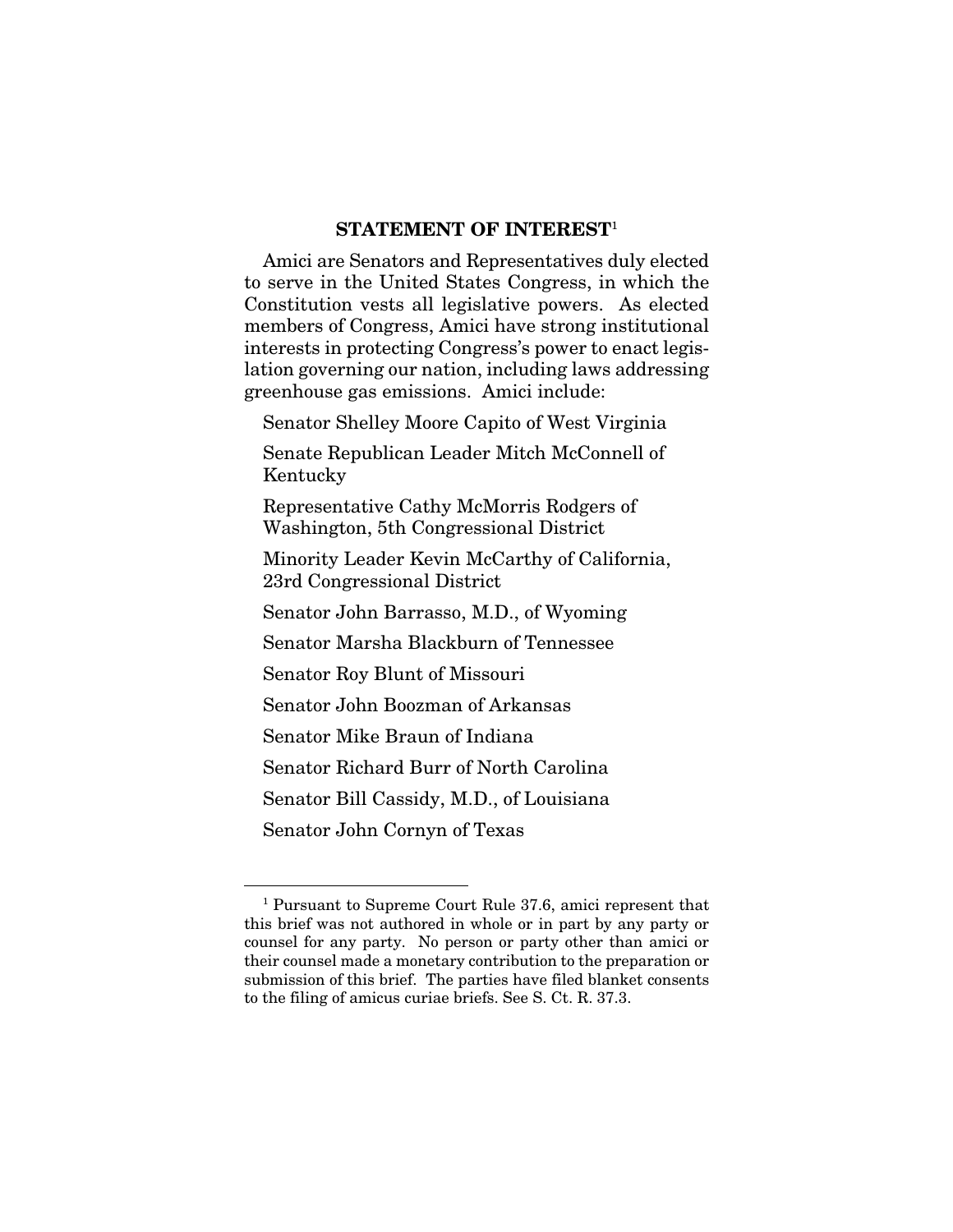## STATEMENT OF INTEREST[1]

Amici are Senators and Representatives duly elected to serve in the United States Congress, in which the Constitution vests all legislative powers. As elected members of Congress, Amici have strong institutional interests in protecting Congress's power to enact legislation governing our nation, including laws addressing greenhouse gas emissions. Amici include:

Senator Shelley Moore Capito of West Virginia

Senate Republican Leader Mitch McConnell of Kentucky

Representative Cathy McMorris Rodgers of Washington, 5th Congressional District

Minority Leader Kevin McCarthy of California, 23rd Congressional District

Senator John Barrasso, M.D., of Wyoming

Senator Marsha Blackburn of Tennessee

Senator Roy Blunt of Missouri

Senator John Boozman of Arkansas

Senator Mike Braun of Indiana

Senator Richard Burr of North Carolina

Senator Bill Cassidy, M.D., of Louisiana

Senator John Cornyn of Texas

---

[1] Pursuant to Supreme Court Rule 37.6, amici represent that this brief was not authored in whole or in part by any party or counsel for any party. No person or party other than amici or their counsel made a monetary contribution to the preparation or submission of this brief. The parties have filed blanket consents to the filing of amicus curiae briefs. See S. Ct. R. 37.3.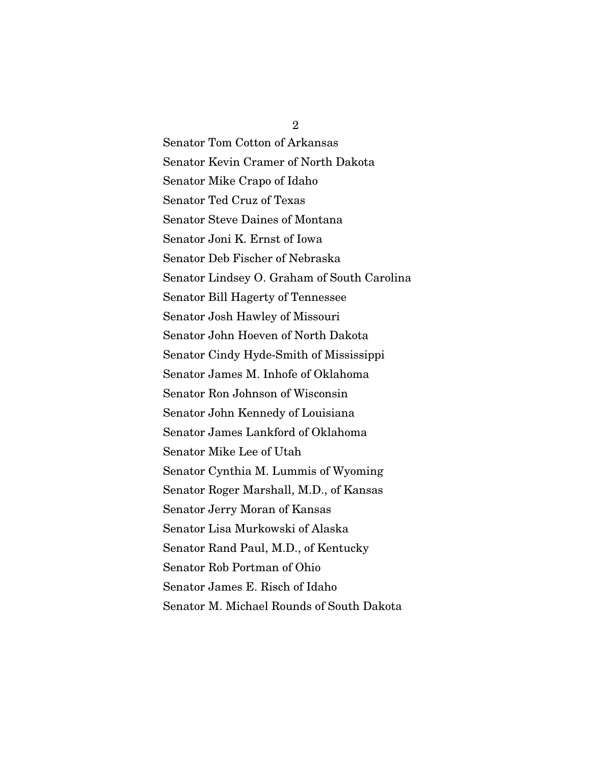Senator Tom Cotton of Arkansas

Senator Kevin Cramer of North Dakota

Senator Mike Crapo of Idaho

Senator Ted Cruz of Texas

Senator Steve Daines of Montana

Senator Joni K. Ernst of Iowa

Senator Deb Fischer of Nebraska

Senator Lindsey O. Graham of South Carolina

Senator Bill Hagerty of Tennessee

Senator Josh Hawley of Missouri

Senator John Hoeven of North Dakota

Senator Cindy Hyde-Smith of Mississippi

Senator James M. Inhofe of Oklahoma

Senator Ron Johnson of Wisconsin

Senator John Kennedy of Louisiana

Senator James Lankford of Oklahoma

Senator Mike Lee of Utah

Senator Cynthia M. Lummis of Wyoming

Senator Roger Marshall, M.D., of Kansas

Senator Jerry Moran of Kansas

Senator Lisa Murkowski of Alaska

Senator Rand Paul, M.D., of Kentucky

Senator Rob Portman of Ohio

Senator James E. Risch of Idaho

Senator M. Michael Rounds of South Dakota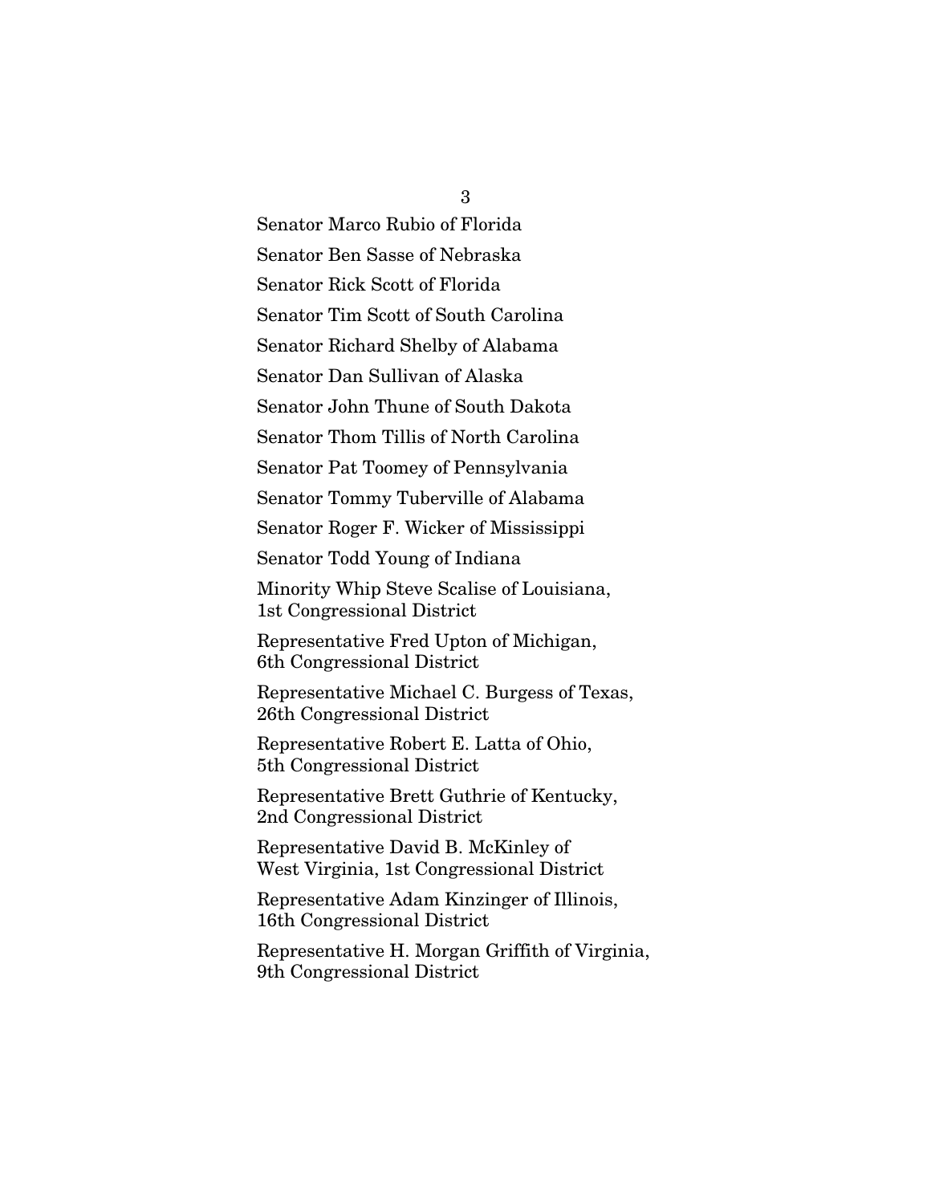Senator Marco Rubio of Florida

Senator Ben Sasse of Nebraska

Senator Rick Scott of Florida

Senator Tim Scott of South Carolina

Senator Richard Shelby of Alabama

Senator Dan Sullivan of Alaska

Senator John Thune of South Dakota

Senator Thom Tillis of North Carolina

Senator Pat Toomey of Pennsylvania

Senator Tommy Tuberville of Alabama

Senator Roger F. Wicker of Mississippi

Senator Todd Young of Indiana

Minority Whip Steve Scalise of Louisiana, 1st Congressional District

Representative Fred Upton of Michigan, 6th Congressional District

Representative Michael C. Burgess of Texas, 26th Congressional District

Representative Robert E. Latta of Ohio, 5th Congressional District

Representative Brett Guthrie of Kentucky, 2nd Congressional District

Representative David B. McKinley of West Virginia, 1st Congressional District

Representative Adam Kinzinger of Illinois, 16th Congressional District

Representative H. Morgan Griffith of Virginia, 9th Congressional District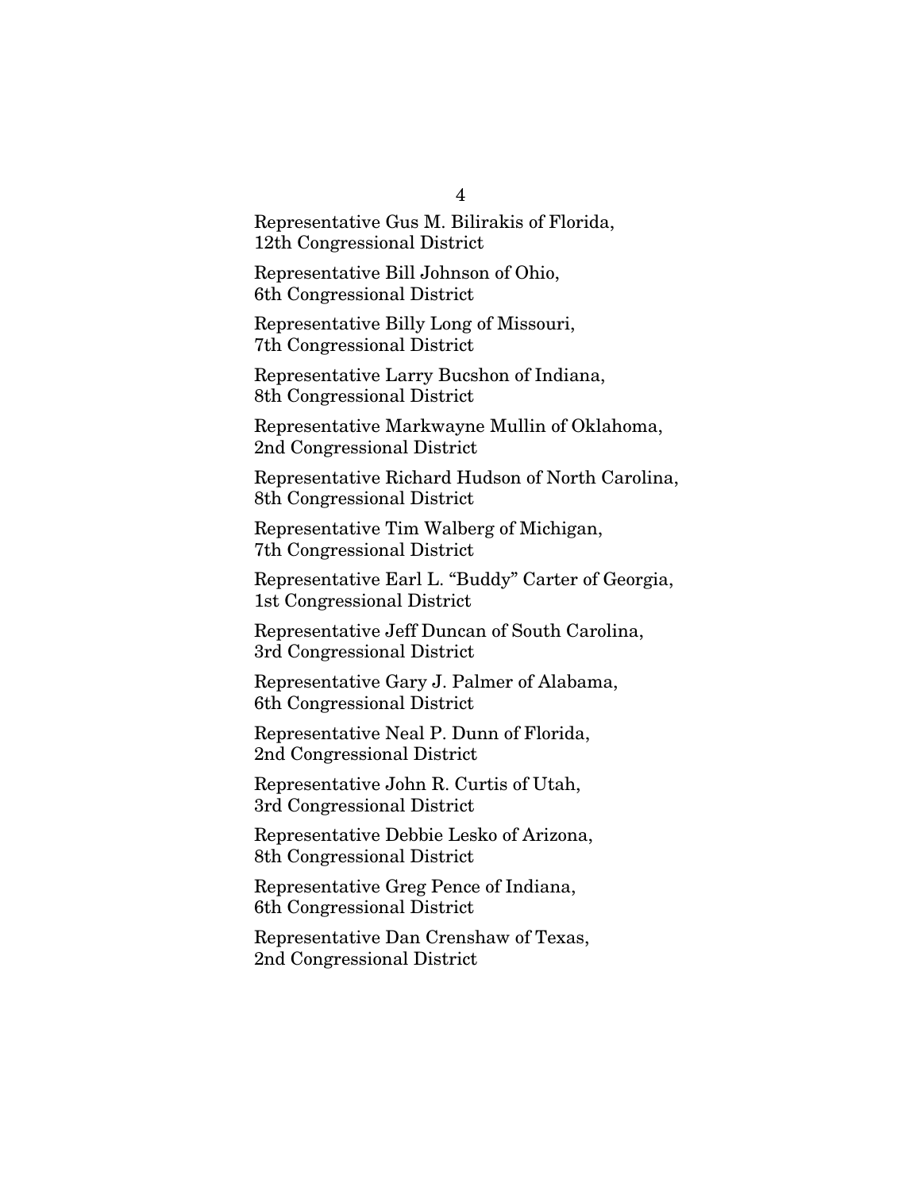Representative Gus M. Bilirakis of Florida,
12th Congressional District

Representative Bill Johnson of Ohio,
6th Congressional District

Representative Billy Long of Missouri,
7th Congressional District

Representative Larry Bucshon of Indiana,
8th Congressional District

Representative Markwayne Mullin of Oklahoma,
2nd Congressional District

Representative Richard Hudson of North Carolina,
8th Congressional District

Representative Tim Walberg of Michigan,
7th Congressional District

Representative Earl L. "Buddy" Carter of Georgia,
1st Congressional District

Representative Jeff Duncan of South Carolina,
3rd Congressional District

Representative Gary J. Palmer of Alabama,
6th Congressional District

Representative Neal P. Dunn of Florida,
2nd Congressional District

Representative John R. Curtis of Utah,
3rd Congressional District

Representative Debbie Lesko of Arizona,
8th Congressional District

Representative Greg Pence of Indiana,
6th Congressional District

Representative Dan Crenshaw of Texas,
2nd Congressional District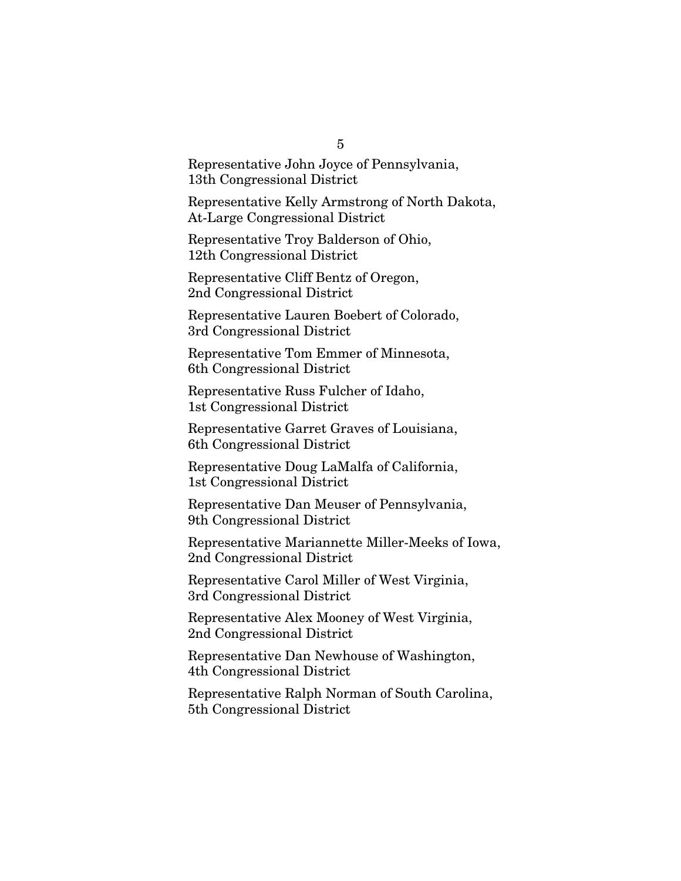Representative John Joyce of Pennsylvania,
13th Congressional District

Representative Kelly Armstrong of North Dakota,
At-Large Congressional District

Representative Troy Balderson of Ohio,
12th Congressional District

Representative Cliff Bentz of Oregon,
2nd Congressional District

Representative Lauren Boebert of Colorado,
3rd Congressional District

Representative Tom Emmer of Minnesota,
6th Congressional District

Representative Russ Fulcher of Idaho,
1st Congressional District

Representative Garret Graves of Louisiana,
6th Congressional District

Representative Doug LaMalfa of California,
1st Congressional District

Representative Dan Meuser of Pennsylvania,
9th Congressional District

Representative Mariannette Miller-Meeks of Iowa,
2nd Congressional District

Representative Carol Miller of West Virginia,
3rd Congressional District

Representative Alex Mooney of West Virginia,
2nd Congressional District

Representative Dan Newhouse of Washington,
4th Congressional District

Representative Ralph Norman of South Carolina,
5th Congressional District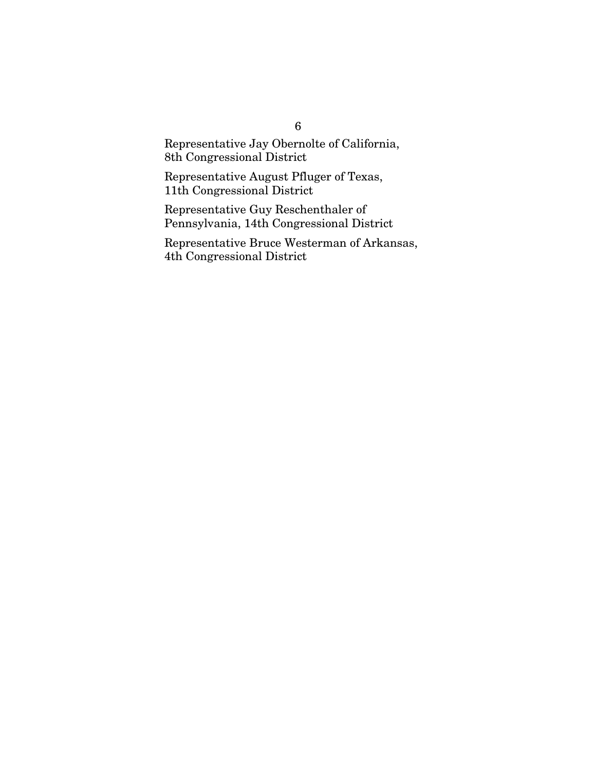Representative Jay Obernolte of California,
8th Congressional District

Representative August Pfluger of Texas,
11th Congressional District

Representative Guy Reschenthaler of
Pennsylvania, 14th Congressional District

Representative Bruce Westerman of Arkansas,
4th Congressional District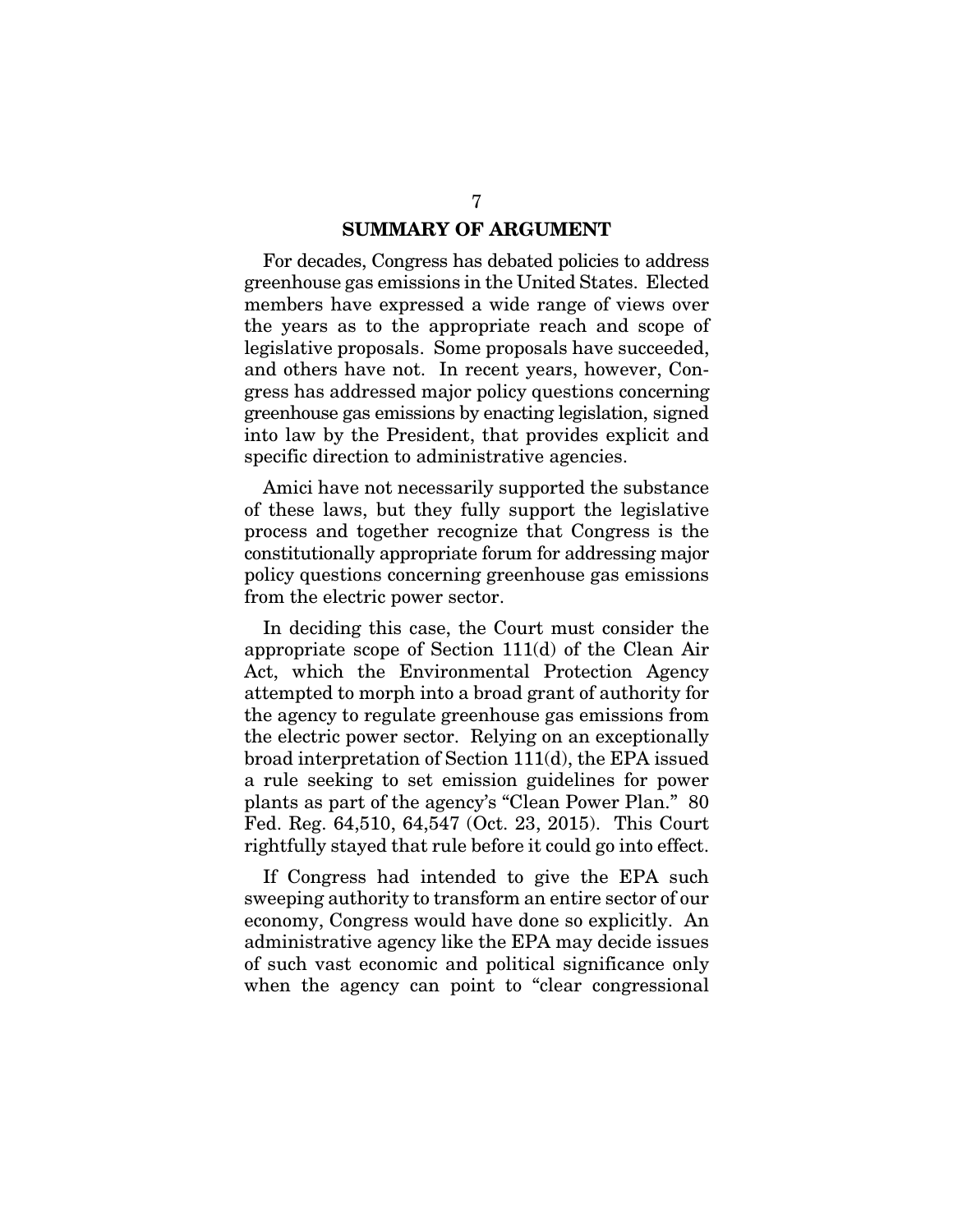## SUMMARY OF ARGUMENT

For decades, Congress has debated policies to address greenhouse gas emissions in the United States. Elected members have expressed a wide range of views over the years as to the appropriate reach and scope of legislative proposals. Some proposals have succeeded, and others have not. In recent years, however, Congress has addressed major policy questions concerning greenhouse gas emissions by enacting legislation, signed into law by the President, that provides explicit and specific direction to administrative agencies.

Amici have not necessarily supported the substance of these laws, but they fully support the legislative process and together recognize that Congress is the constitutionally appropriate forum for addressing major policy questions concerning greenhouse gas emissions from the electric power sector.

In deciding this case, the Court must consider the appropriate scope of Section 111(d) of the Clean Air Act, which the Environmental Protection Agency attempted to morph into a broad grant of authority for the agency to regulate greenhouse gas emissions from the electric power sector. Relying on an exceptionally broad interpretation of Section 111(d), the EPA issued a rule seeking to set emission guidelines for power plants as part of the agency's "Clean Power Plan." 80 Fed. Reg. 64,510, 64,547 (Oct. 23, 2015). This Court rightfully stayed that rule before it could go into effect.

If Congress had intended to give the EPA such sweeping authority to transform an entire sector of our economy, Congress would have done so explicitly. An administrative agency like the EPA may decide issues of such vast economic and political significance only when the agency can point to "clear congressional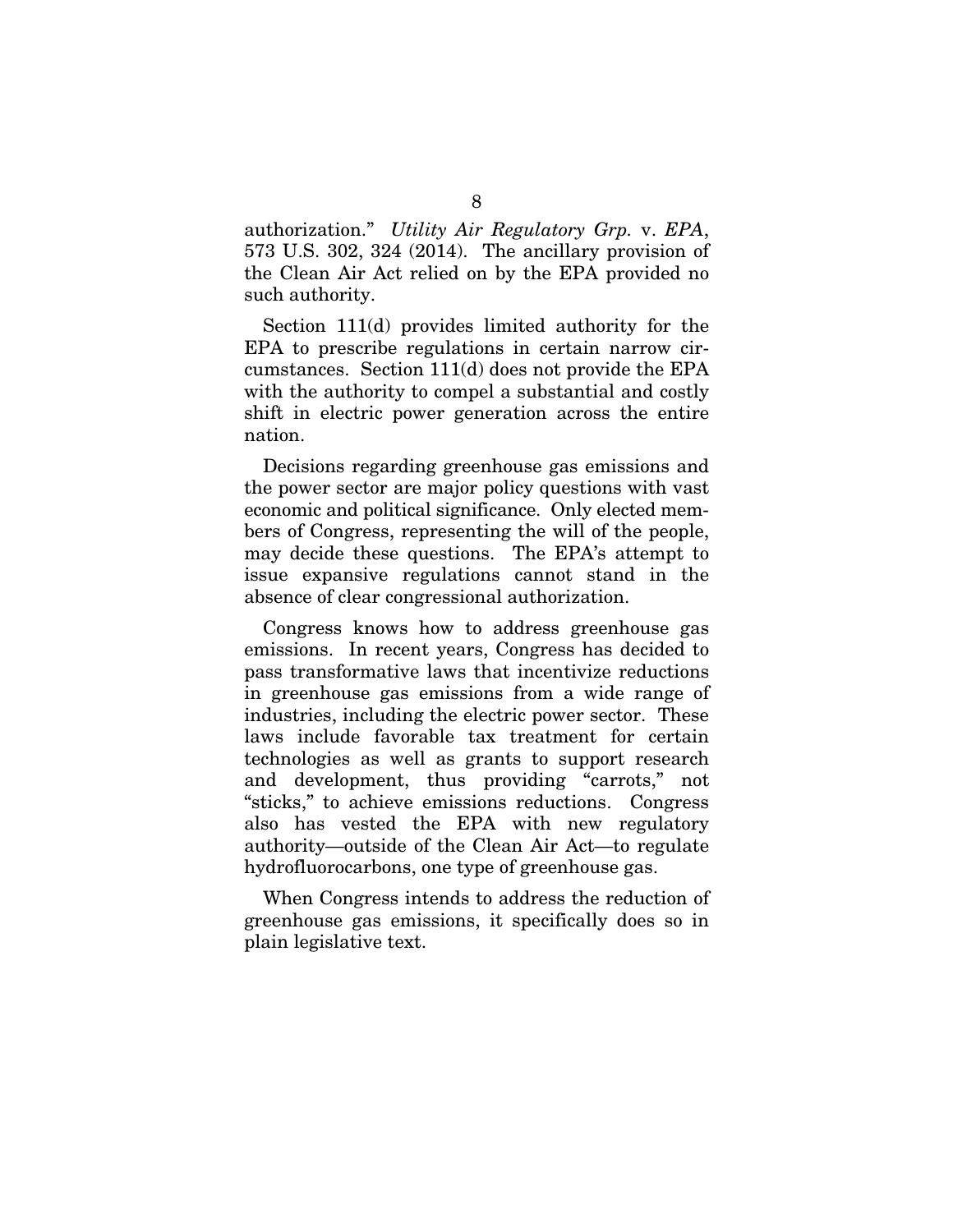authorization." *Utility Air Regulatory Grp.* v. *EPA*, 573 U.S. 302, 324 (2014). The ancillary provision of the Clean Air Act relied on by the EPA provided no such authority.

Section 111(d) provides limited authority for the EPA to prescribe regulations in certain narrow circumstances. Section 111(d) does not provide the EPA with the authority to compel a substantial and costly shift in electric power generation across the entire nation.

Decisions regarding greenhouse gas emissions and the power sector are major policy questions with vast economic and political significance. Only elected members of Congress, representing the will of the people, may decide these questions. The EPA's attempt to issue expansive regulations cannot stand in the absence of clear congressional authorization.

Congress knows how to address greenhouse gas emissions. In recent years, Congress has decided to pass transformative laws that incentivize reductions in greenhouse gas emissions from a wide range of industries, including the electric power sector. These laws include favorable tax treatment for certain technologies as well as grants to support research and development, thus providing "carrots," not "sticks," to achieve emissions reductions. Congress also has vested the EPA with new regulatory authority—outside of the Clean Air Act—to regulate hydrofluorocarbons, one type of greenhouse gas.

When Congress intends to address the reduction of greenhouse gas emissions, it specifically does so in plain legislative text.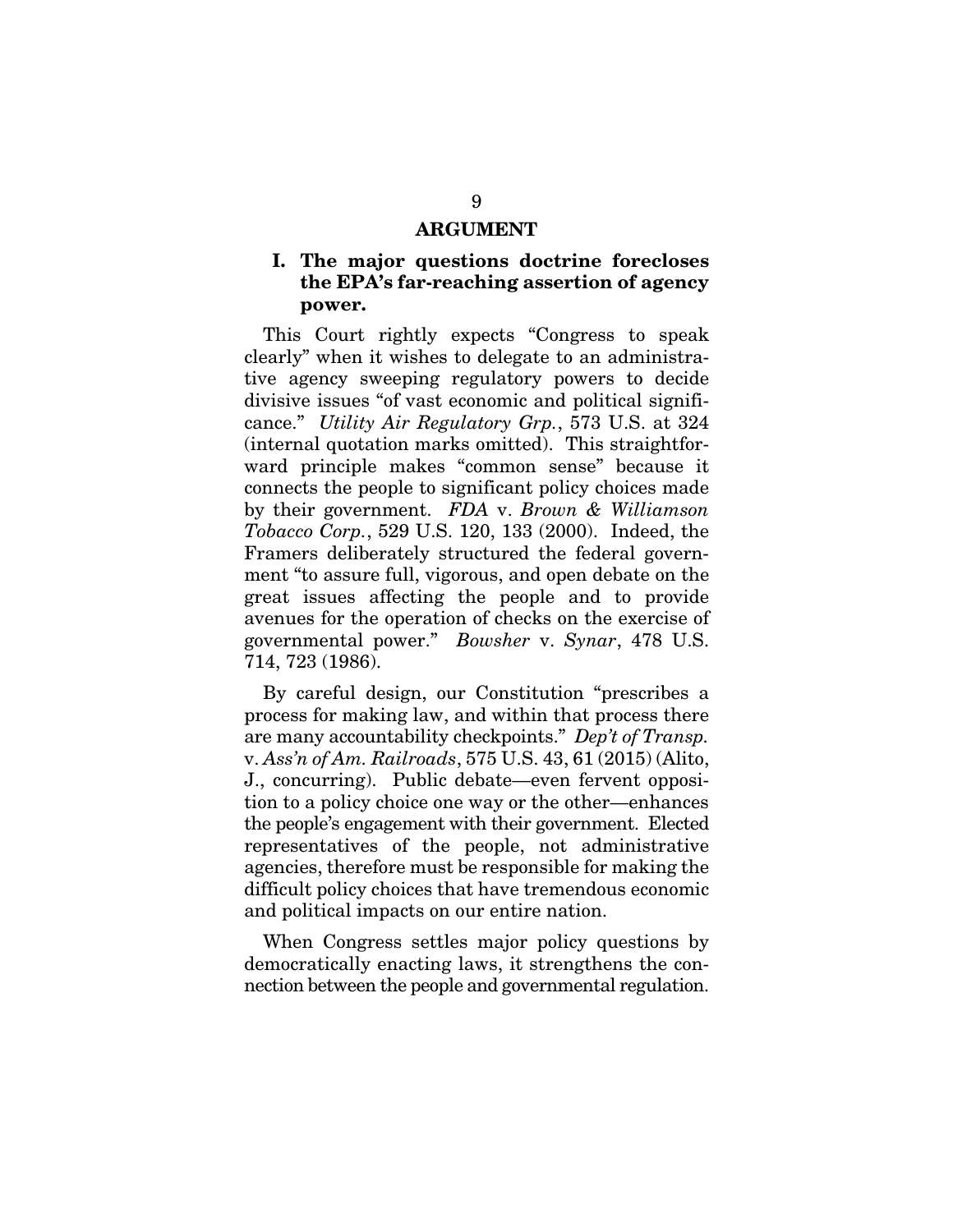## ARGUMENT

### I. The major questions doctrine forecloses the EPA's far-reaching assertion of agency power.

This Court rightly expects "Congress to speak clearly" when it wishes to delegate to an administrative agency sweeping regulatory powers to decide divisive issues "of vast economic and political significance." *Utility Air Regulatory Grp.*, 573 U.S. at 324 (internal quotation marks omitted). This straightforward principle makes "common sense" because it connects the people to significant policy choices made by their government. *FDA* v. *Brown & Williamson Tobacco Corp.*, 529 U.S. 120, 133 (2000). Indeed, the Framers deliberately structured the federal government "to assure full, vigorous, and open debate on the great issues affecting the people and to provide avenues for the operation of checks on the exercise of governmental power." *Bowsher* v. *Synar*, 478 U.S. 714, 723 (1986).

By careful design, our Constitution "prescribes a process for making law, and within that process there are many accountability checkpoints." *Dep't of Transp.* v. *Ass'n of Am. Railroads*, 575 U.S. 43, 61 (2015) (Alito, J., concurring). Public debate—even fervent opposition to a policy choice one way or the other—enhances the people's engagement with their government. Elected representatives of the people, not administrative agencies, therefore must be responsible for making the difficult policy choices that have tremendous economic and political impacts on our entire nation.

When Congress settles major policy questions by democratically enacting laws, it strengthens the connection between the people and governmental regulation.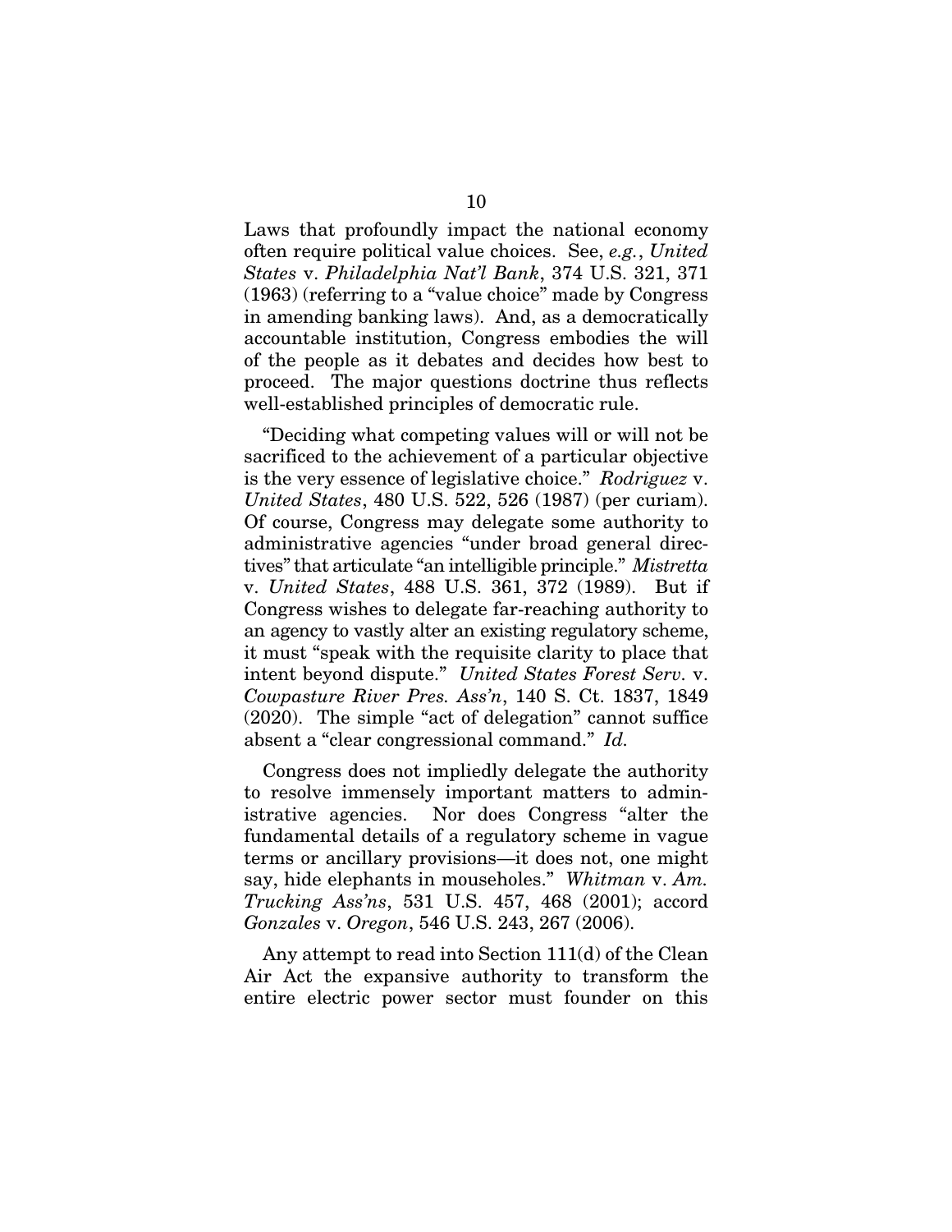Laws that profoundly impact the national economy often require political value choices. See, *e.g.*, *United States* v. *Philadelphia Nat'l Bank*, 374 U.S. 321, 371 (1963) (referring to a "value choice" made by Congress in amending banking laws). And, as a democratically accountable institution, Congress embodies the will of the people as it debates and decides how best to proceed. The major questions doctrine thus reflects well-established principles of democratic rule.

"Deciding what competing values will or will not be sacrificed to the achievement of a particular objective is the very essence of legislative choice." *Rodriguez* v. *United States*, 480 U.S. 522, 526 (1987) (per curiam). Of course, Congress may delegate some authority to administrative agencies "under broad general directives" that articulate "an intelligible principle." *Mistretta* v. *United States*, 488 U.S. 361, 372 (1989). But if Congress wishes to delegate far-reaching authority to an agency to vastly alter an existing regulatory scheme, it must "speak with the requisite clarity to place that intent beyond dispute." *United States Forest Serv.* v. *Cowpasture River Pres. Ass'n*, 140 S. Ct. 1837, 1849 (2020). The simple "act of delegation" cannot suffice absent a "clear congressional command." *Id.*

Congress does not impliedly delegate the authority to resolve immensely important matters to administrative agencies. Nor does Congress "alter the fundamental details of a regulatory scheme in vague terms or ancillary provisions—it does not, one might say, hide elephants in mouseholes." *Whitman* v. *Am. Trucking Ass'ns*, 531 U.S. 457, 468 (2001); accord *Gonzales* v. *Oregon*, 546 U.S. 243, 267 (2006).

Any attempt to read into Section 111(d) of the Clean Air Act the expansive authority to transform the entire electric power sector must founder on this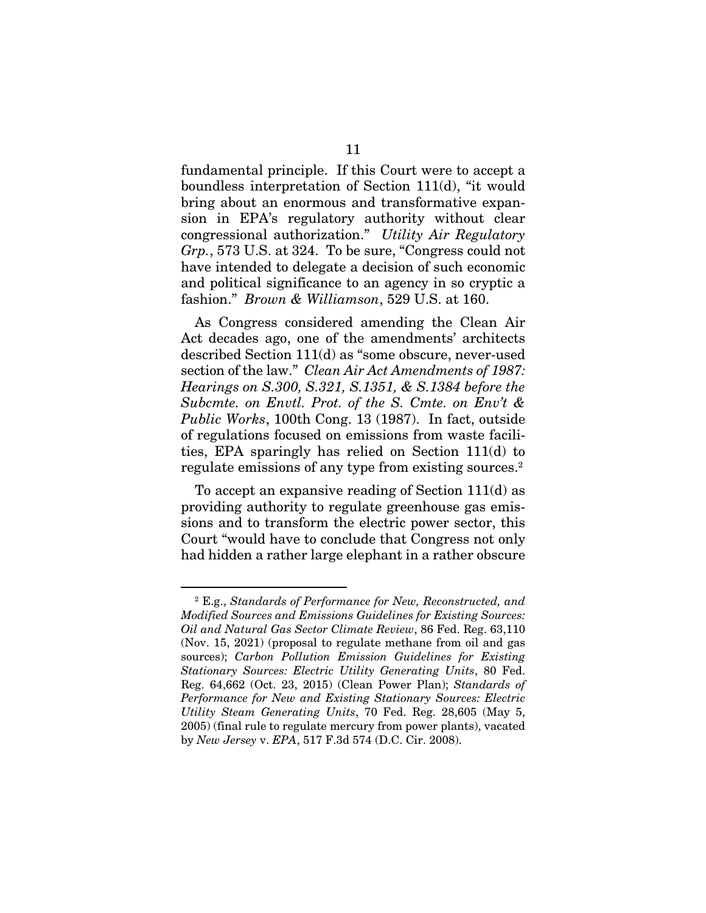fundamental principle. If this Court were to accept a boundless interpretation of Section 111(d), "it would bring about an enormous and transformative expansion in EPA's regulatory authority without clear congressional authorization." *Utility Air Regulatory Grp.*, 573 U.S. at 324. To be sure, "Congress could not have intended to delegate a decision of such economic and political significance to an agency in so cryptic a fashion." *Brown & Williamson*, 529 U.S. at 160.

As Congress considered amending the Clean Air Act decades ago, one of the amendments' architects described Section 111(d) as "some obscure, never-used section of the law." *Clean Air Act Amendments of 1987: Hearings on S.300, S.321, S.1351, & S.1384 before the Subcmte. on Envtl. Prot. of the S. Cmte. on Env't & Public Works*, 100th Cong. 13 (1987). In fact, outside of regulations focused on emissions from waste facilities, EPA sparingly has relied on Section 111(d) to regulate emissions of any type from existing sources.[2]

To accept an expansive reading of Section 111(d) as providing authority to regulate greenhouse gas emissions and to transform the electric power sector, this Court "would have to conclude that Congress not only had hidden a rather large elephant in a rather obscure

---

[2] E.g., *Standards of Performance for New, Reconstructed, and Modified Sources and Emissions Guidelines for Existing Sources: Oil and Natural Gas Sector Climate Review*, 86 Fed. Reg. 63,110 (Nov. 15, 2021) (proposal to regulate methane from oil and gas sources); *Carbon Pollution Emission Guidelines for Existing Stationary Sources: Electric Utility Generating Units*, 80 Fed. Reg. 64,662 (Oct. 23, 2015) (Clean Power Plan); *Standards of Performance for New and Existing Stationary Sources: Electric Utility Steam Generating Units*, 70 Fed. Reg. 28,605 (May 5, 2005) (final rule to regulate mercury from power plants), vacated by *New Jersey* v. *EPA*, 517 F.3d 574 (D.C. Cir. 2008).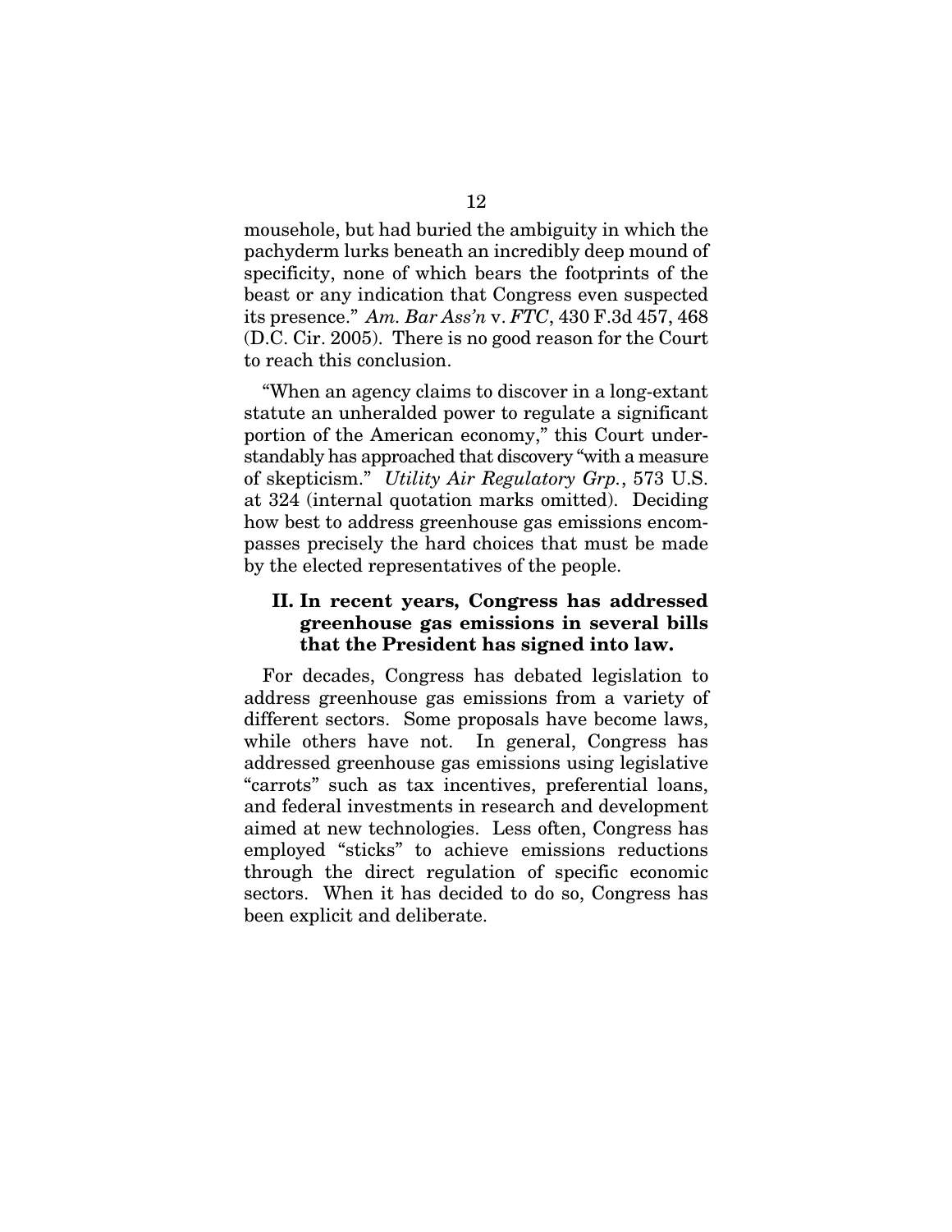mousehole, but had buried the ambiguity in which the pachyderm lurks beneath an incredibly deep mound of specificity, none of which bears the footprints of the beast or any indication that Congress even suspected its presence." *Am. Bar Ass'n* v. *FTC*, 430 F.3d 457, 468 (D.C. Cir. 2005). There is no good reason for the Court to reach this conclusion.

"When an agency claims to discover in a long-extant statute an unheralded power to regulate a significant portion of the American economy," this Court understandably has approached that discovery "with a measure of skepticism." *Utility Air Regulatory Grp.*, 573 U.S. at 324 (internal quotation marks omitted). Deciding how best to address greenhouse gas emissions encompasses precisely the hard choices that must be made by the elected representatives of the people.

## II. In recent years, Congress has addressed greenhouse gas emissions in several bills that the President has signed into law.

For decades, Congress has debated legislation to address greenhouse gas emissions from a variety of different sectors. Some proposals have become laws, while others have not. In general, Congress has addressed greenhouse gas emissions using legislative "carrots" such as tax incentives, preferential loans, and federal investments in research and development aimed at new technologies. Less often, Congress has employed "sticks" to achieve emissions reductions through the direct regulation of specific economic sectors. When it has decided to do so, Congress has been explicit and deliberate.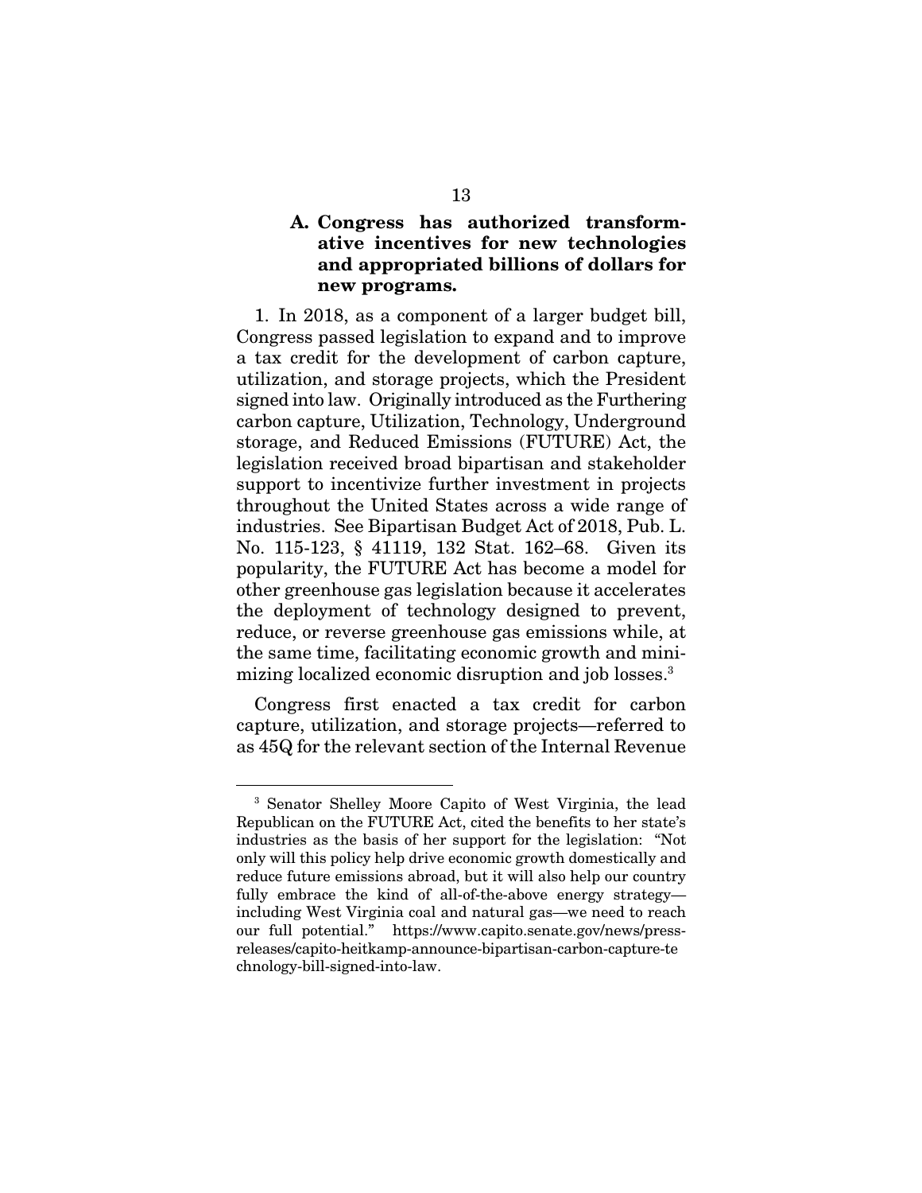### A. Congress has authorized transformative incentives for new technologies and appropriated billions of dollars for new programs.

1. In 2018, as a component of a larger budget bill, Congress passed legislation to expand and to improve a tax credit for the development of carbon capture, utilization, and storage projects, which the President signed into law. Originally introduced as the Furthering carbon capture, Utilization, Technology, Underground storage, and Reduced Emissions (FUTURE) Act, the legislation received broad bipartisan and stakeholder support to incentivize further investment in projects throughout the United States across a wide range of industries. See Bipartisan Budget Act of 2018, Pub. L. No. 115-123, § 41119, 132 Stat. 162–68. Given its popularity, the FUTURE Act has become a model for other greenhouse gas legislation because it accelerates the deployment of technology designed to prevent, reduce, or reverse greenhouse gas emissions while, at the same time, facilitating economic growth and minimizing localized economic disruption and job losses.[3]

Congress first enacted a tax credit for carbon capture, utilization, and storage projects—referred to as 45Q for the relevant section of the Internal Revenue

---

[3] Senator Shelley Moore Capito of West Virginia, the lead Republican on the FUTURE Act, cited the benefits to her state's industries as the basis of her support for the legislation: "Not only will this policy help drive economic growth domestically and reduce future emissions abroad, but it will also help our country fully embrace the kind of all-of-the-above energy strategy—including West Virginia coal and natural gas—we need to reach our full potential." https://www.capito.senate.gov/news/press-releases/capito-heitkamp-announce-bipartisan-carbon-capture-technology-bill-signed-into-law.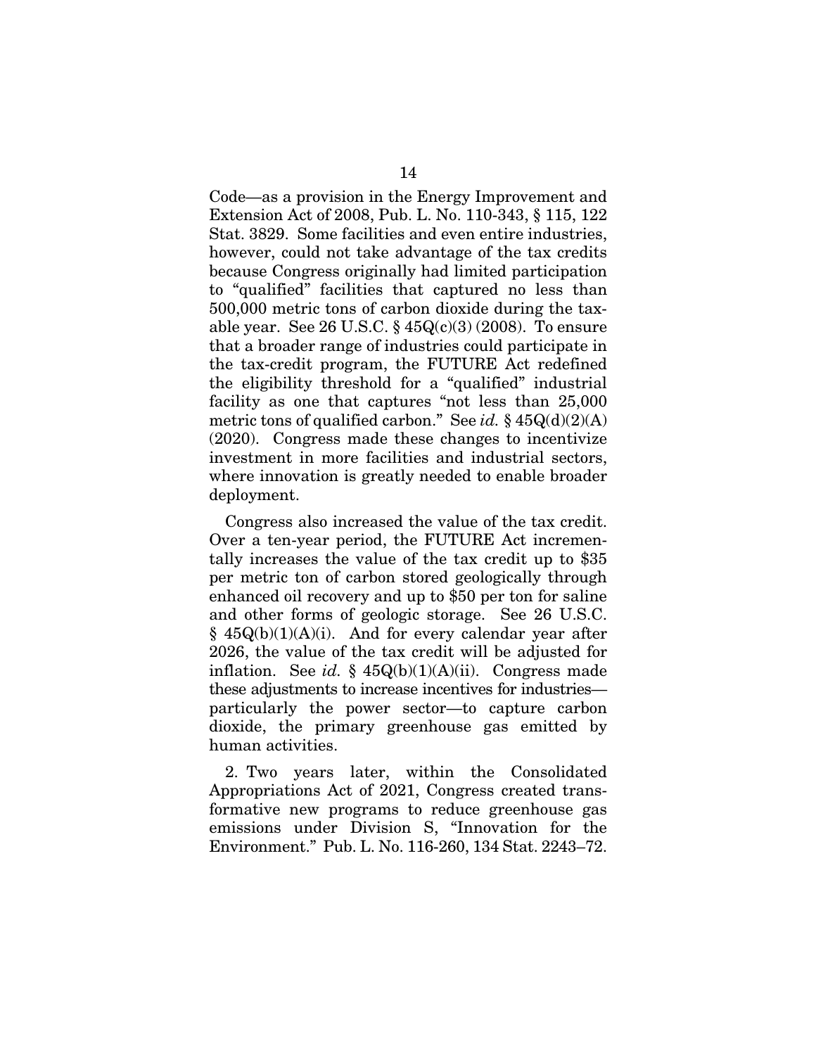Code—as a provision in the Energy Improvement and Extension Act of 2008, Pub. L. No. 110-343, § 115, 122 Stat. 3829. Some facilities and even entire industries, however, could not take advantage of the tax credits because Congress originally had limited participation to "qualified" facilities that captured no less than 500,000 metric tons of carbon dioxide during the taxable year. See 26 U.S.C. § 45Q(c)(3) (2008). To ensure that a broader range of industries could participate in the tax-credit program, the FUTURE Act redefined the eligibility threshold for a "qualified" industrial facility as one that captures "not less than 25,000 metric tons of qualified carbon." See *id.* § 45Q(d)(2)(A) (2020). Congress made these changes to incentivize investment in more facilities and industrial sectors, where innovation is greatly needed to enable broader deployment.

Congress also increased the value of the tax credit. Over a ten-year period, the FUTURE Act incrementally increases the value of the tax credit up to $35 per metric ton of carbon stored geologically through enhanced oil recovery and up to $50 per ton for saline and other forms of geologic storage. See 26 U.S.C. § 45Q(b)(1)(A)(i). And for every calendar year after 2026, the value of the tax credit will be adjusted for inflation. See *id.* § 45Q(b)(1)(A)(ii). Congress made these adjustments to increase incentives for industries—particularly the power sector—to capture carbon dioxide, the primary greenhouse gas emitted by human activities.

2. Two years later, within the Consolidated Appropriations Act of 2021, Congress created transformative new programs to reduce greenhouse gas emissions under Division S, "Innovation for the Environment." Pub. L. No. 116-260, 134 Stat. 2243–72.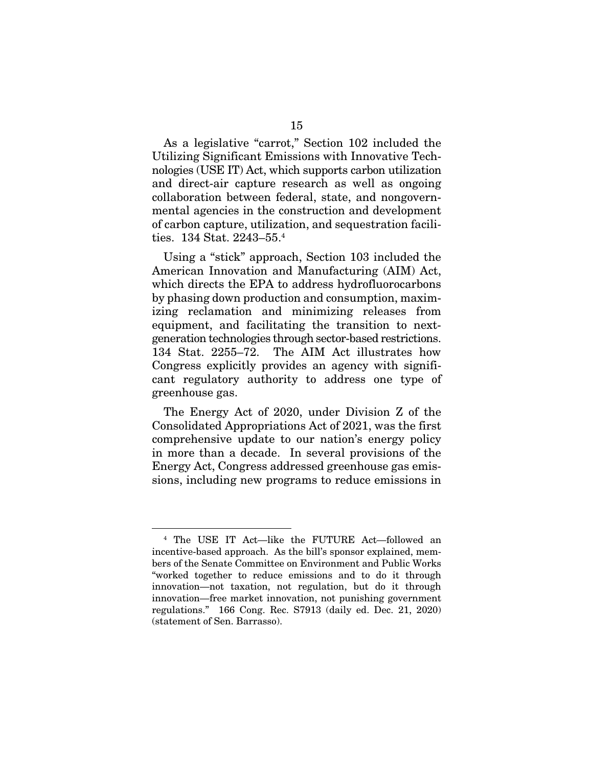As a legislative "carrot," Section 102 included the Utilizing Significant Emissions with Innovative Technologies (USE IT) Act, which supports carbon utilization and direct-air capture research as well as ongoing collaboration between federal, state, and nongovernmental agencies in the construction and development of carbon capture, utilization, and sequestration facilities. 134 Stat. 2243–55.[4]

Using a "stick" approach, Section 103 included the American Innovation and Manufacturing (AIM) Act, which directs the EPA to address hydrofluorocarbons by phasing down production and consumption, maximizing reclamation and minimizing releases from equipment, and facilitating the transition to next-generation technologies through sector-based restrictions. 134 Stat. 2255–72. The AIM Act illustrates how Congress explicitly provides an agency with significant regulatory authority to address one type of greenhouse gas.

The Energy Act of 2020, under Division Z of the Consolidated Appropriations Act of 2021, was the first comprehensive update to our nation's energy policy in more than a decade. In several provisions of the Energy Act, Congress addressed greenhouse gas emissions, including new programs to reduce emissions in

---

[4] The USE IT Act—like the FUTURE Act—followed an incentive-based approach. As the bill's sponsor explained, members of the Senate Committee on Environment and Public Works "worked together to reduce emissions and to do it through innovation—not taxation, not regulation, but do it through innovation—free market innovation, not punishing government regulations." 166 Cong. Rec. S7913 (daily ed. Dec. 21, 2020) (statement of Sen. Barrasso).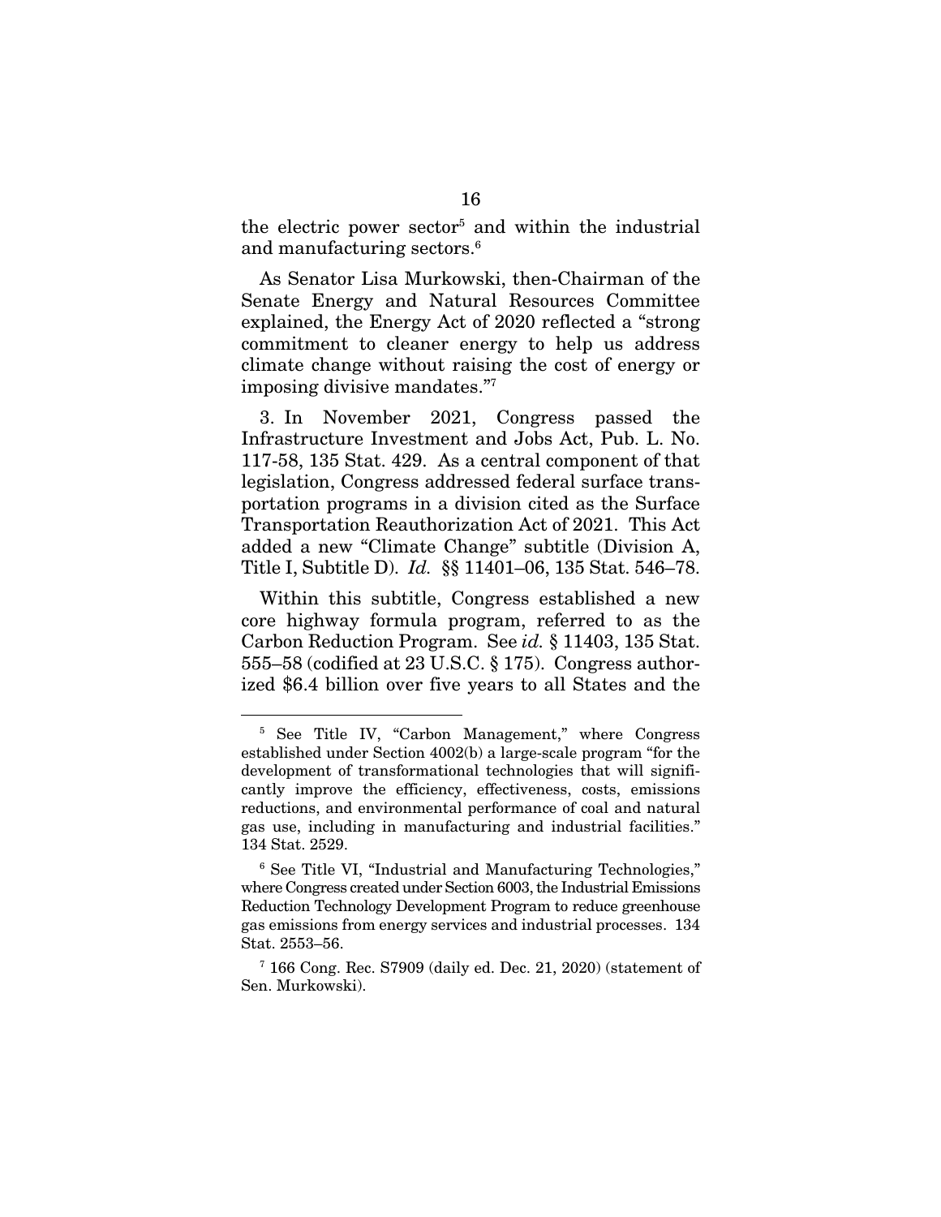the electric power sector[5] and within the industrial and manufacturing sectors.[6]

As Senator Lisa Murkowski, then-Chairman of the Senate Energy and Natural Resources Committee explained, the Energy Act of 2020 reflected a "strong commitment to cleaner energy to help us address climate change without raising the cost of energy or imposing divisive mandates."[7]

3. In November 2021, Congress passed the Infrastructure Investment and Jobs Act, Pub. L. No. 117-58, 135 Stat. 429. As a central component of that legislation, Congress addressed federal surface transportation programs in a division cited as the Surface Transportation Reauthorization Act of 2021. This Act added a new "Climate Change" subtitle (Division A, Title I, Subtitle D). *Id.* §§ 11401–06, 135 Stat. 546–78.

Within this subtitle, Congress established a new core highway formula program, referred to as the Carbon Reduction Program. See *id.* § 11403, 135 Stat. 555–58 (codified at 23 U.S.C. § 175). Congress authorized $6.4 billion over five years to all States and the

---

[5] See Title IV, "Carbon Management," where Congress established under Section 4002(b) a large-scale program "for the development of transformational technologies that will significantly improve the efficiency, effectiveness, costs, emissions reductions, and environmental performance of coal and natural gas use, including in manufacturing and industrial facilities." 134 Stat. 2529.

[6] See Title VI, "Industrial and Manufacturing Technologies," where Congress created under Section 6003, the Industrial Emissions Reduction Technology Development Program to reduce greenhouse gas emissions from energy services and industrial processes. 134 Stat. 2553–56.

[7] 166 Cong. Rec. S7909 (daily ed. Dec. 21, 2020) (statement of Sen. Murkowski).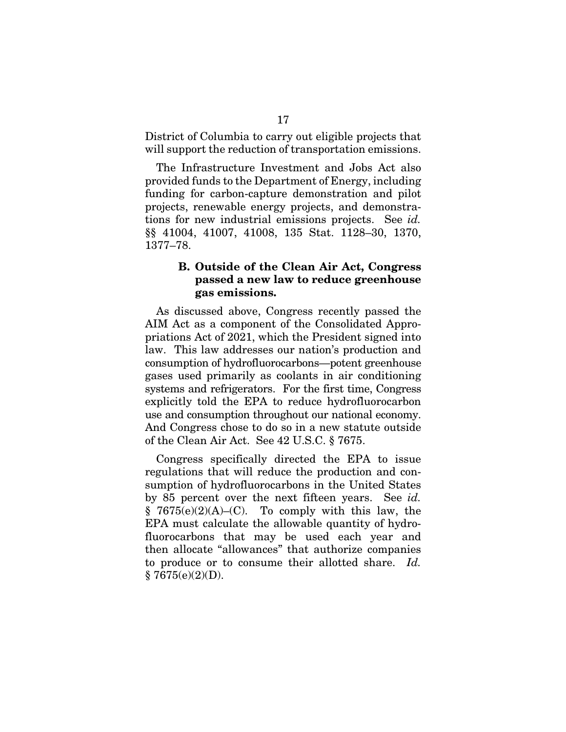District of Columbia to carry out eligible projects that will support the reduction of transportation emissions.

The Infrastructure Investment and Jobs Act also provided funds to the Department of Energy, including funding for carbon-capture demonstration and pilot projects, renewable energy projects, and demonstrations for new industrial emissions projects. See *id.* §§ 41004, 41007, 41008, 135 Stat. 1128–30, 1370, 1377–78.

### B. Outside of the Clean Air Act, Congress passed a new law to reduce greenhouse gas emissions.

As discussed above, Congress recently passed the AIM Act as a component of the Consolidated Appropriations Act of 2021, which the President signed into law. This law addresses our nation's production and consumption of hydrofluorocarbons—potent greenhouse gases used primarily as coolants in air conditioning systems and refrigerators. For the first time, Congress explicitly told the EPA to reduce hydrofluorocarbon use and consumption throughout our national economy. And Congress chose to do so in a new statute outside of the Clean Air Act. See 42 U.S.C. § 7675.

Congress specifically directed the EPA to issue regulations that will reduce the production and consumption of hydrofluorocarbons in the United States by 85 percent over the next fifteen years. See *id.* § 7675(e)(2)(A)–(C). To comply with this law, the EPA must calculate the allowable quantity of hydrofluorocarbons that may be used each year and then allocate "allowances" that authorize companies to produce or to consume their allotted share. *Id.* § 7675(e)(2)(D).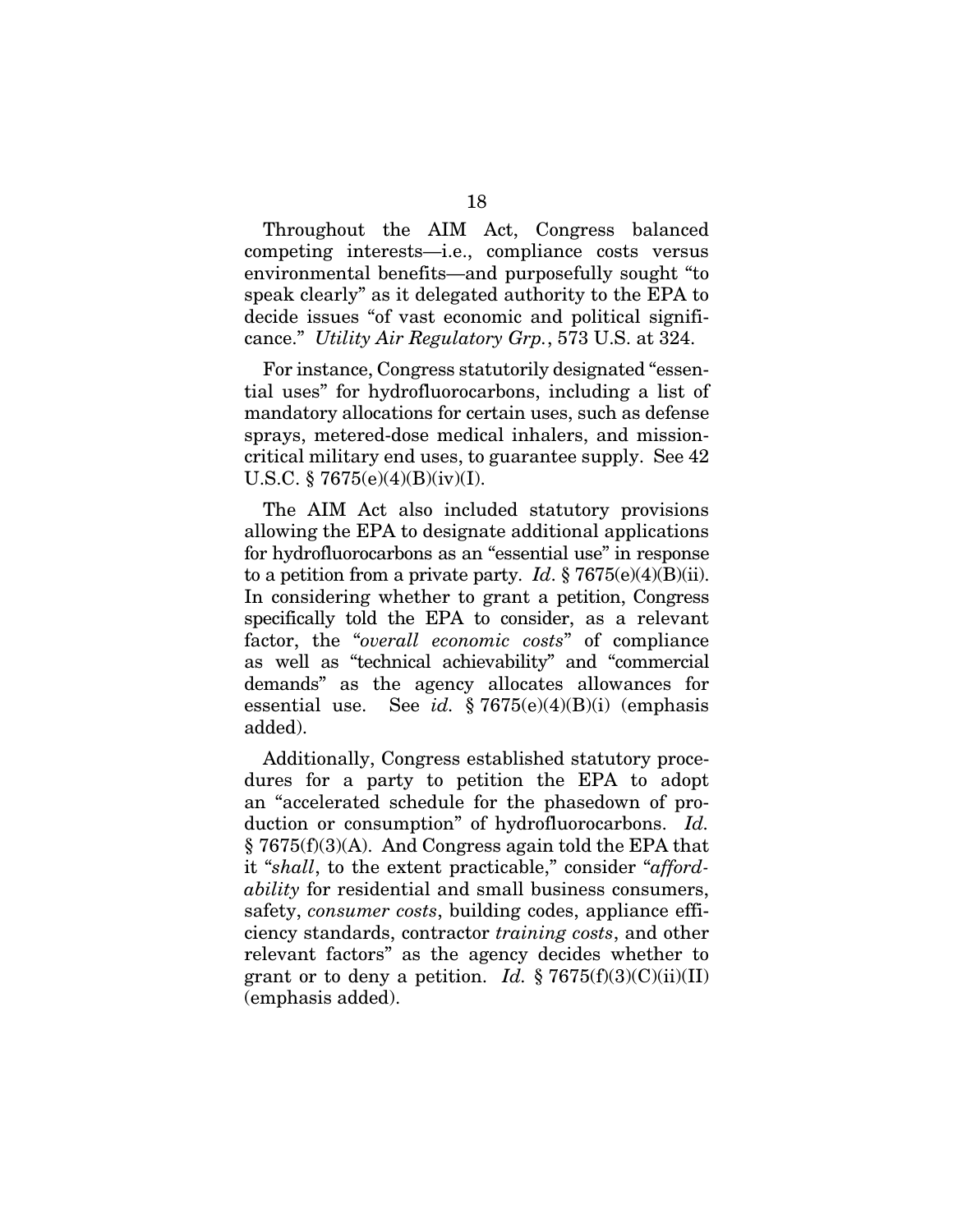Throughout the AIM Act, Congress balanced competing interests—i.e., compliance costs versus environmental benefits—and purposefully sought "to speak clearly" as it delegated authority to the EPA to decide issues "of vast economic and political significance." *Utility Air Regulatory Grp.*, 573 U.S. at 324.

For instance, Congress statutorily designated "essential uses" for hydrofluorocarbons, including a list of mandatory allocations for certain uses, such as defense sprays, metered-dose medical inhalers, and mission-critical military end uses, to guarantee supply. See 42 U.S.C. § 7675(e)(4)(B)(iv)(I).

The AIM Act also included statutory provisions allowing the EPA to designate additional applications for hydrofluorocarbons as an "essential use" in response to a petition from a private party. *Id*. § 7675(e)(4)(B)(ii). In considering whether to grant a petition, Congress specifically told the EPA to consider, as a relevant factor, the "*overall economic costs*" of compliance as well as "technical achievability" and "commercial demands" as the agency allocates allowances for essential use. See *id.* § 7675(e)(4)(B)(i) (emphasis added).

Additionally, Congress established statutory procedures for a party to petition the EPA to adopt an "accelerated schedule for the phasedown of production or consumption" of hydrofluorocarbons. *Id.* § 7675(f)(3)(A). And Congress again told the EPA that it "*shall*, to the extent practicable," consider "*affordability* for residential and small business consumers, safety, *consumer costs*, building codes, appliance efficiency standards, contractor *training costs*, and other relevant factors" as the agency decides whether to grant or to deny a petition. *Id.* § 7675(f)(3)(C)(ii)(II) (emphasis added).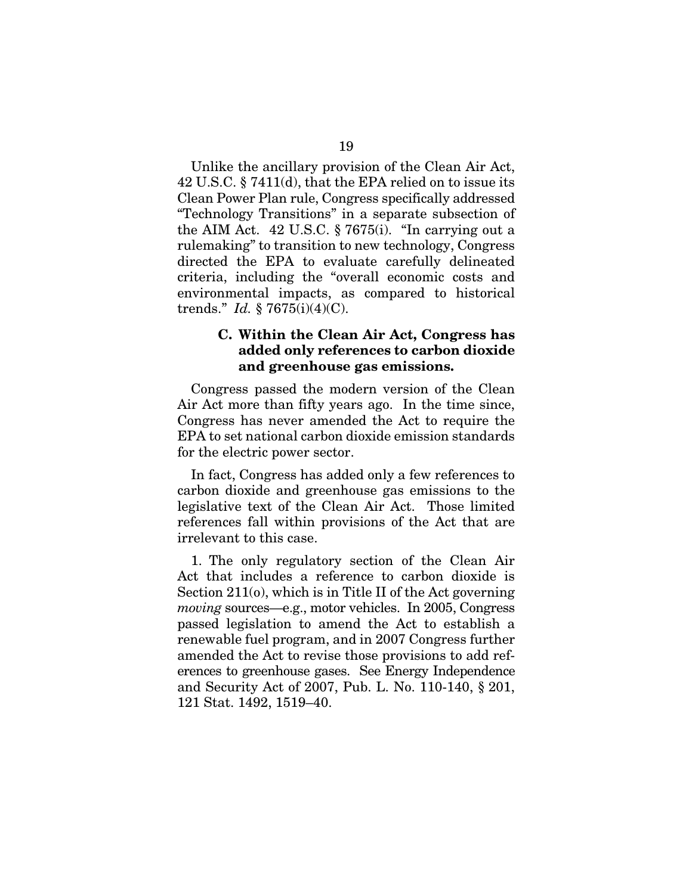Unlike the ancillary provision of the Clean Air Act, 42 U.S.C. § 7411(d), that the EPA relied on to issue its Clean Power Plan rule, Congress specifically addressed "Technology Transitions" in a separate subsection of the AIM Act. 42 U.S.C. § 7675(i). "In carrying out a rulemaking" to transition to new technology, Congress directed the EPA to evaluate carefully delineated criteria, including the "overall economic costs and environmental impacts, as compared to historical trends." *Id.* § 7675(i)(4)(C).

### C. Within the Clean Air Act, Congress has added only references to carbon dioxide and greenhouse gas emissions.

Congress passed the modern version of the Clean Air Act more than fifty years ago. In the time since, Congress has never amended the Act to require the EPA to set national carbon dioxide emission standards for the electric power sector.

In fact, Congress has added only a few references to carbon dioxide and greenhouse gas emissions to the legislative text of the Clean Air Act. Those limited references fall within provisions of the Act that are irrelevant to this case.

1. The only regulatory section of the Clean Air Act that includes a reference to carbon dioxide is Section 211(o), which is in Title II of the Act governing *moving* sources—e.g., motor vehicles. In 2005, Congress passed legislation to amend the Act to establish a renewable fuel program, and in 2007 Congress further amended the Act to revise those provisions to add references to greenhouse gases. See Energy Independence and Security Act of 2007, Pub. L. No. 110-140, § 201, 121 Stat. 1492, 1519–40.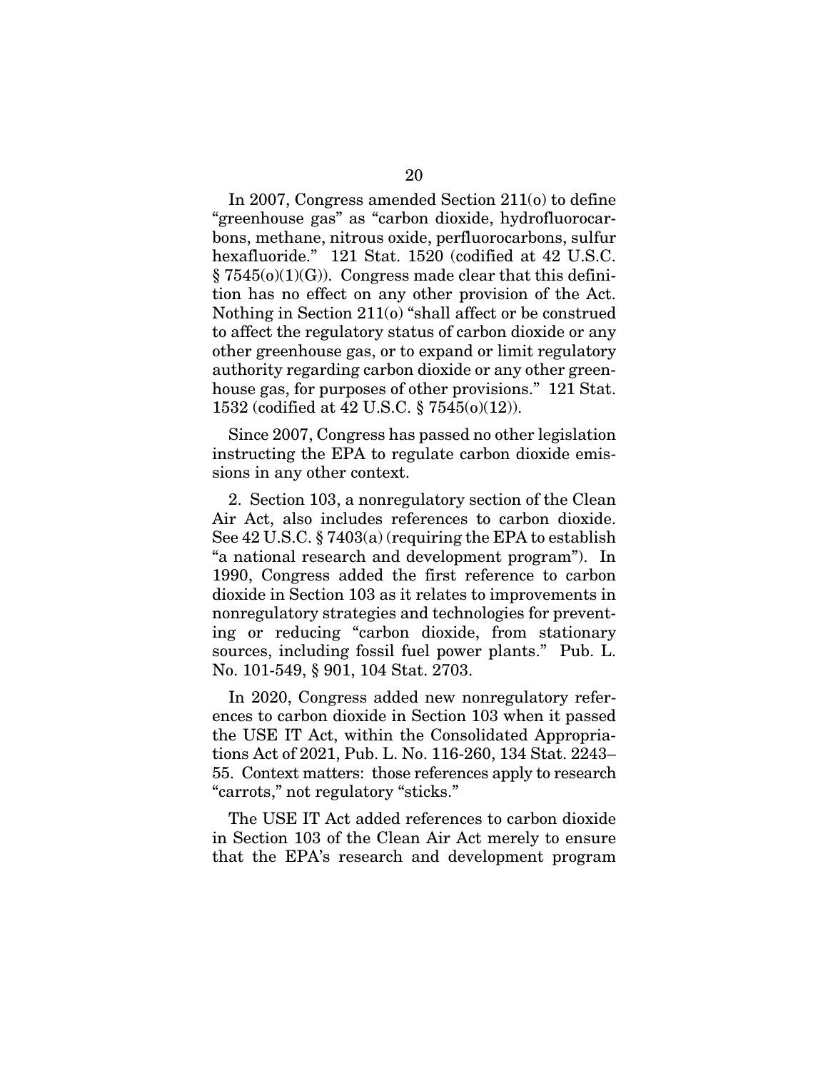In 2007, Congress amended Section 211(o) to define "greenhouse gas" as "carbon dioxide, hydrofluorocarbons, methane, nitrous oxide, perfluorocarbons, sulfur hexafluoride." 121 Stat. 1520 (codified at 42 U.S.C. § 7545(o)(1)(G)). Congress made clear that this definition has no effect on any other provision of the Act. Nothing in Section 211(o) "shall affect or be construed to affect the regulatory status of carbon dioxide or any other greenhouse gas, or to expand or limit regulatory authority regarding carbon dioxide or any other greenhouse gas, for purposes of other provisions." 121 Stat. 1532 (codified at 42 U.S.C. § 7545(o)(12)).

Since 2007, Congress has passed no other legislation instructing the EPA to regulate carbon dioxide emissions in any other context.

2. Section 103, a nonregulatory section of the Clean Air Act, also includes references to carbon dioxide. See 42 U.S.C. § 7403(a) (requiring the EPA to establish "a national research and development program"). In 1990, Congress added the first reference to carbon dioxide in Section 103 as it relates to improvements in nonregulatory strategies and technologies for preventing or reducing "carbon dioxide, from stationary sources, including fossil fuel power plants." Pub. L. No. 101-549, § 901, 104 Stat. 2703.

In 2020, Congress added new nonregulatory references to carbon dioxide in Section 103 when it passed the USE IT Act, within the Consolidated Appropriations Act of 2021, Pub. L. No. 116-260, 134 Stat. 2243–55. Context matters: those references apply to research "carrots," not regulatory "sticks."

The USE IT Act added references to carbon dioxide in Section 103 of the Clean Air Act merely to ensure that the EPA's research and development program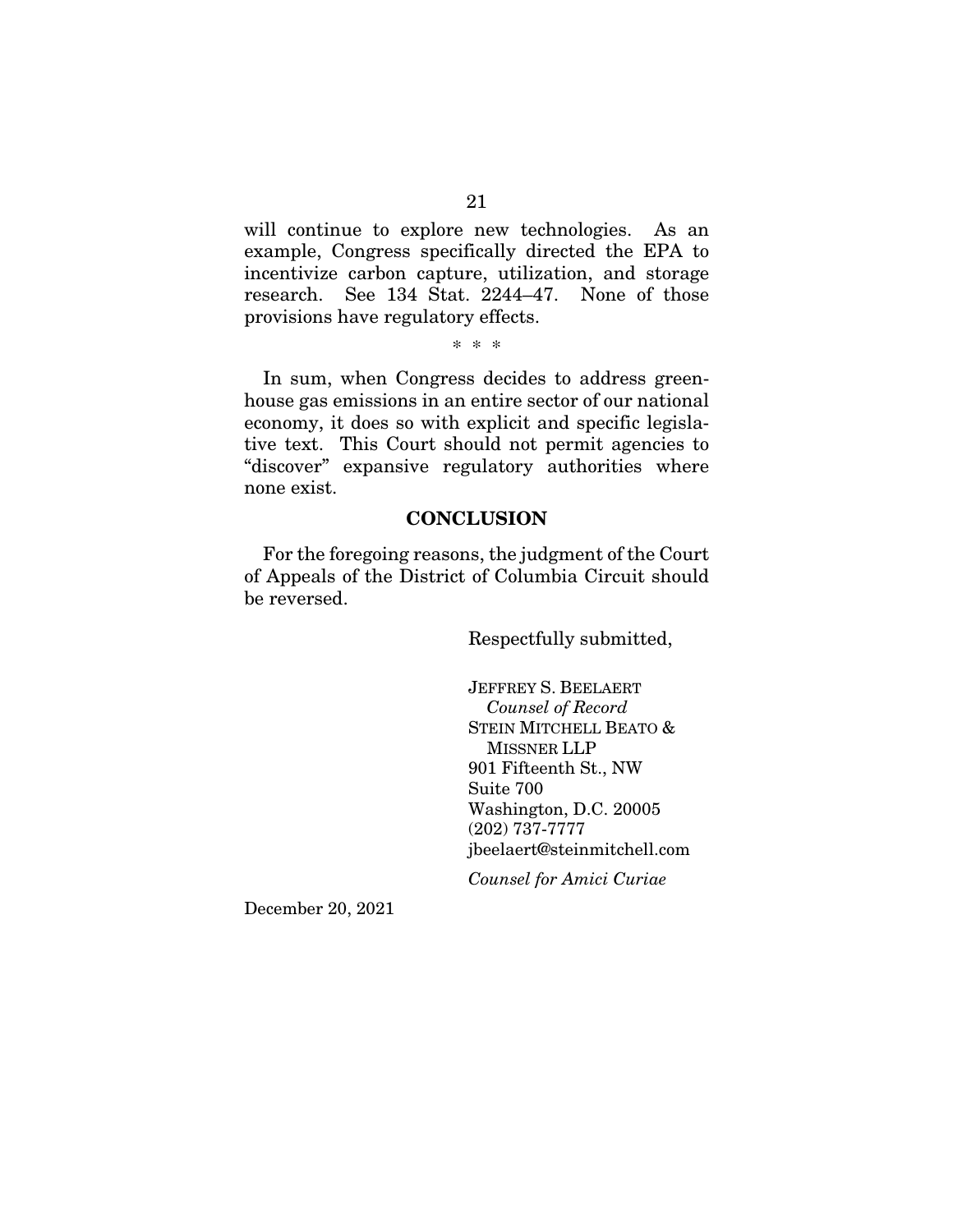will continue to explore new technologies. As an example, Congress specifically directed the EPA to incentivize carbon capture, utilization, and storage research. See 134 Stat. 2244–47. None of those provisions have regulatory effects.

\* \* \*

In sum, when Congress decides to address greenhouse gas emissions in an entire sector of our national economy, it does so with explicit and specific legislative text. This Court should not permit agencies to "discover" expansive regulatory authorities where none exist.

## CONCLUSION

For the foregoing reasons, the judgment of the Court of Appeals of the District of Columbia Circuit should be reversed.

Respectfully submitted,

JEFFREY S. BEELAERT
*Counsel of Record*
STEIN MITCHELL BEATO & MISSNER LLP
901 Fifteenth St., NW
Suite 700
Washington, D.C. 20005
(202) 737-7777
jbeelaert@steinmitchell.com

*Counsel for Amici Curiae*

December 20, 2021